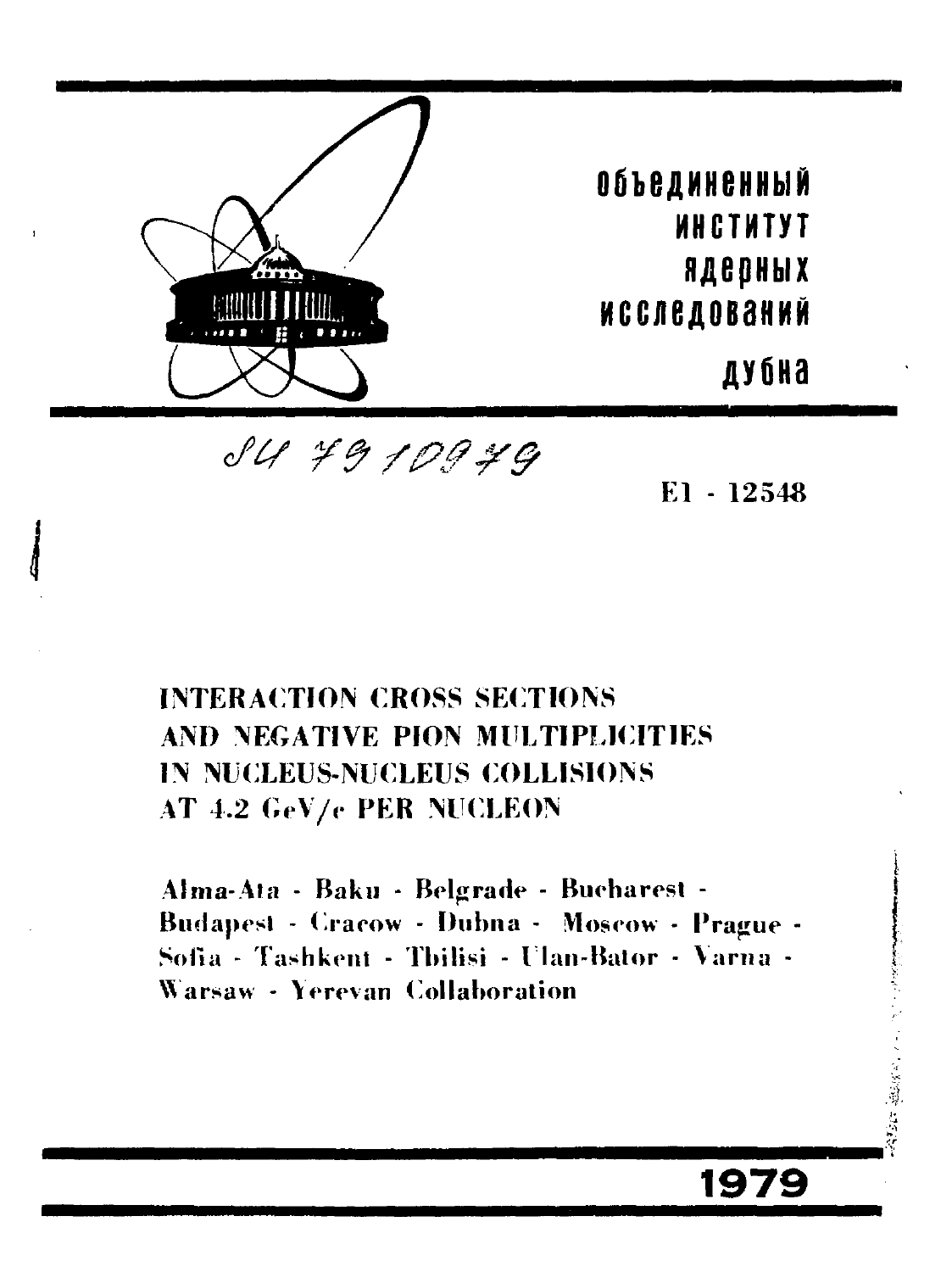объединенный
институт
ядерных
исследований
дубна

SU 7910979

E1 - 12548

# INTERACTION CROSS SECTIONS AND NEGATIVE PION MULTIPLICITIES IN NUCLEUS-NUCLEUS COLLISIONS AT 4.2 GeV/c PER NUCLEON

**Alma-Ata - Baku - Belgrade - Bucharest - Budapest - Cracow - Dubna - Moscow - Prague - Sofia - Tashkent - Tbilisi - Ulan-Bator - Varna - Warsaw - Yerevan Collaboration**

1979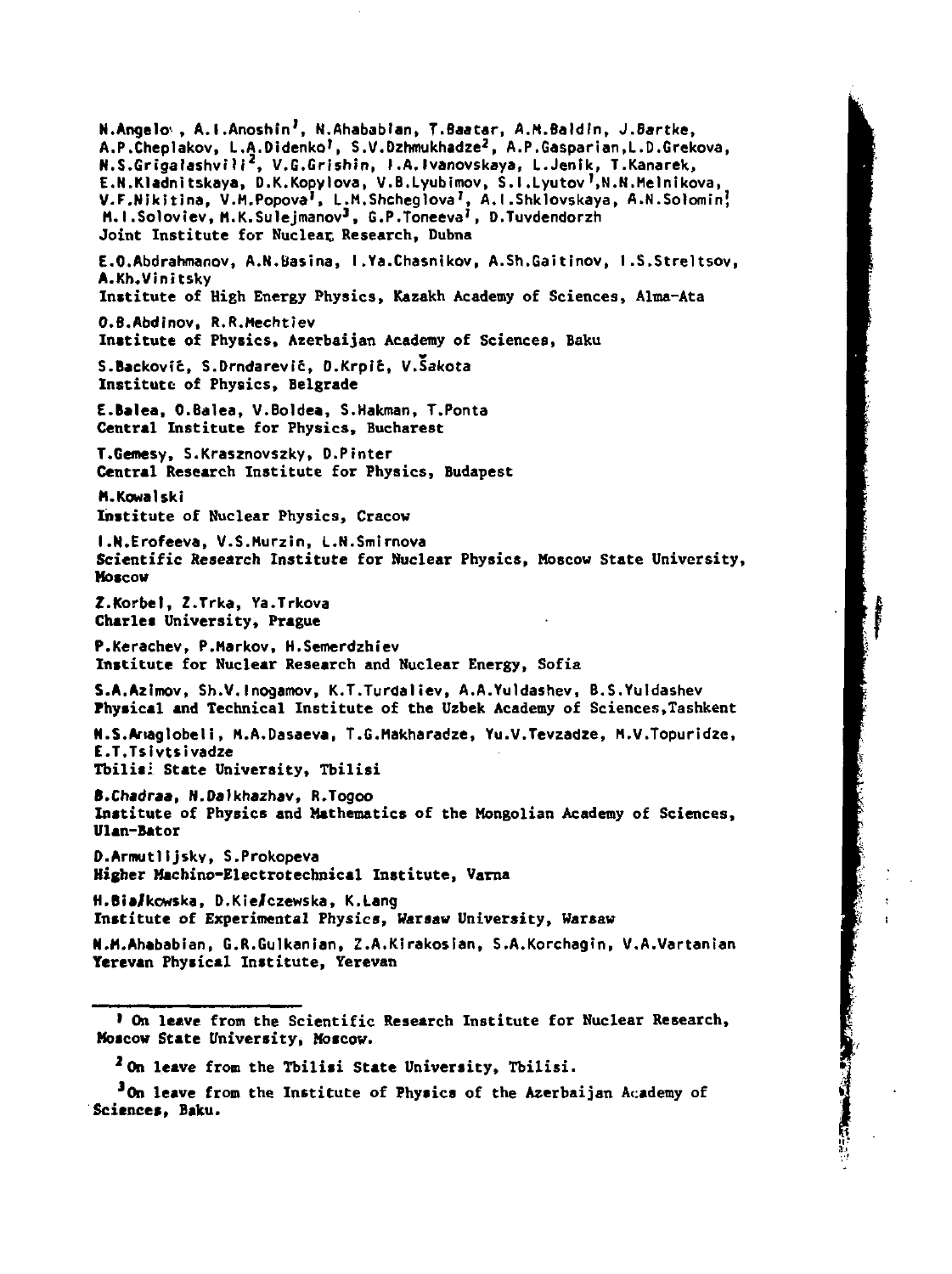N.Angelov, A.I.Anoshin[1], N.Ahababian, T.Baatar, A.M.Baldin, J.Bartke, A.P.Cheplakov, L.A.Didenko[1], S.V.Dzhmukhadze[2], A.P.Gasparian, L.D.Grekova, N.S.Grigalashvili[2], V.G.Grishin, I.A.Ivanovskaya, L.Jenik, T.Kanarek, E.N.Kladnitskaya, D.K.Kopylova, V.B.Lyubimov, S.I.Lyutov[1], N.N.Melnikova, V.F.Nikitina, V.M.Popova[1], L.M.Shcheglova[1], A.I.Shklovskaya, A.N.Solomin[1], M.I.Soloviev, M.K.Sulejmanov[3], G.P.Toneeva[1], D.Tuvdendorzh
Joint Institute for Nuclear Research, Dubna

E.O.Abdrahmanov, A.N.Basina, I.Ya.Chasnikov, A.Sh.Gaitinov, I.S.Streltsov, A.Kh.Vinitsky
Institute of High Energy Physics, Kazakh Academy of Sciences, Alma-Ata

O.B.Abdinov, R.R.Mechtiev
Institute of Physics, Azerbaijan Academy of Sciences, Baku

S.Backović, S.Drndarević, D.Krpić, V.Šakota
Institute of Physics, Belgrade

E.Balea, O.Balea, V.Boldea, S.Hakman, T.Ponta
Central Institute for Physics, Bucharest

T.Gemesy, S.Krasznovszky, D.Pinter
Central Research Institute for Physics, Budapest

M.Kowalski
Institute of Nuclear Physics, Cracow

I.N.Erofeeva, V.S.Murzin, L.N.Smirnova
Scientific Research Institute for Nuclear Physics, Moscow State University, Moscow

Z.Korbel, Z.Trka, Ya.Trkova
Charles University, Prague

P.Kerachev, P.Markov, H.Semerdzhiev
Institute for Nuclear Research and Nuclear Energy, Sofia

S.A.Azimov, Sh.V.Inogamov, K.T.Turdaliev, A.A.Yuldashev, B.S.Yuldashev
Physical and Technical Institute of the Uzbek Academy of Sciences, Tashkent

N.S.Amaglobeli, M.A.Dasaeva, T.G.Makharadze, Yu.V.Tevzadze, M.V.Topuridze, E.T.Tsivtsivadze
Tbilisi State University, Tbilisi

B.Chadraa, N.Dalkhazhav, R.Togoo
Institute of Physics and Mathematics of the Mongolian Academy of Sciences, Ulan-Bator

D.Armutlijsky, S.Prokopeva
Higher Machino-Electrotechnical Institute, Varna

H.Białkowska, D.Kiełczewska, K.Lang
Institute of Experimental Physics, Warsaw University, Warsaw

N.M.Ahababian, G.R.Gulkanian, Z.A.Kirakosian, S.A.Korchagin, V.A.Vartanian
Yerevan Physical Institute, Yerevan

---

[1] On leave from the Scientific Research Institute for Nuclear Research, Moscow State University, Moscow.

[2] On leave from the Tbilisi State University, Tbilisi.

[3] On leave from the Institute of Physics of the Azerbaijan Academy of Sciences, Baku.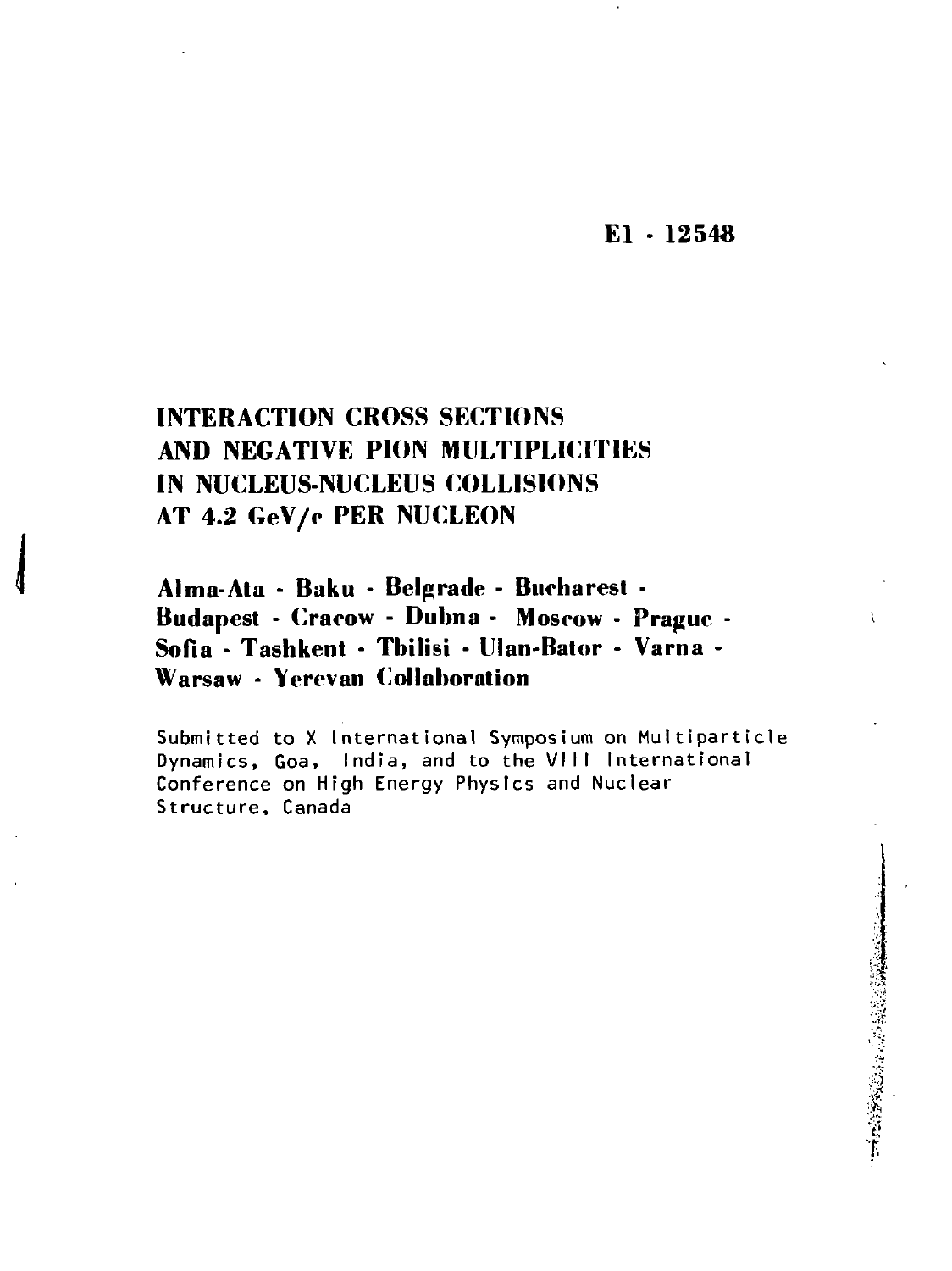E1 - 12548

# INTERACTION CROSS SECTIONS AND NEGATIVE PION MULTIPLICITIES IN NUCLEUS-NUCLEUS COLLISIONS AT 4.2 GeV/c PER NUCLEON

**Alma-Ata - Baku - Belgrade - Bucharest - Budapest - Cracow - Dubna - Moscow - Prague - Sofia - Tashkent - Tbilisi - Ulan-Bator - Varna - Warsaw - Yerevan Collaboration**

Submitted to X International Symposium on Multiparticle Dynamics, Goa, India, and to the VIII International Conference on High Energy Physics and Nuclear Structure, Canada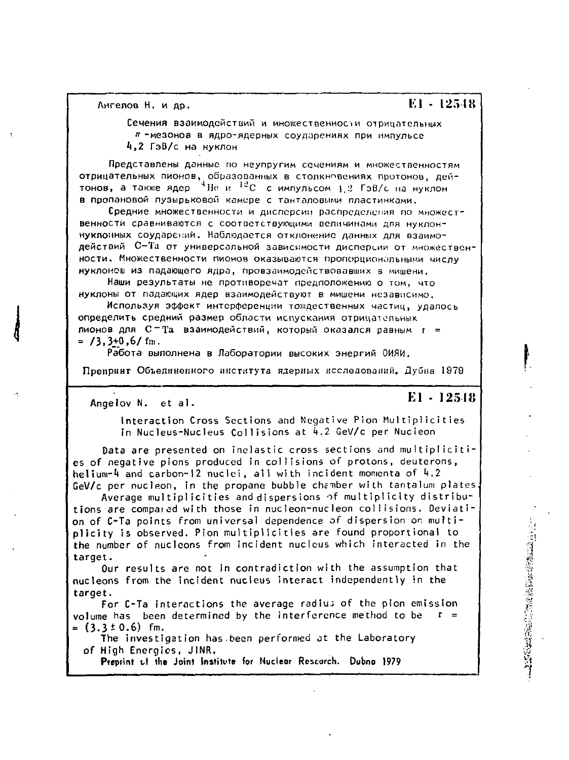Ангелов Н. и др.

**E1 - 12548**

Сечения взаимодействий и множественности отрицательных $\pi$-мезонов в ядро-ядерных соударениях при импульсе 4,2 ГэВ/с на нуклон

Представлены данные по неупругим сечениям и множественностям отрицательных пионов, образованных в столкновениях протонов, дейтонов, а также ядер $^{4}He$ и $^{12}C$ с импульсом 4,2 ГэВ/с на нуклон в пропановой пузырьковой камере с танталовыми пластинками.

Средние множественности и дисперсии распределения по множественности сравниваются с соответствующими величинами для нуклон-нуклонных соударений. Наблюдается отклонение данных для взаимодействий C–Ta от универсальной зависимости дисперсии от множественности. Множественности пионов оказываются пропорциональными числу нуклонов из падающего ядра, провзаимодействовавших в мишени.

Наши результаты не противоречат предположению о том, что нуклоны от падающих ядер взаимодействуют в мишени независимо.

Используя эффект интерференции тождественных частиц, удалось определить средний размер области испускания отрицательных пионов для C–Ta взаимодействий, который оказался равным $r = (3,3 \pm 0,6)$ fm.

Работа выполнена в Лаборатории высоких энергий ОИЯИ.

Препринт Объединенного института ядерных исследований. Дубна 1979

---

Angelov N. et al.

**E1 - 12548**

Interaction Cross Sections and Negative Pion Multiplicities in Nucleus-Nucleus Collisions at 4.2 GeV/c per Nucleon

Data are presented on inelastic cross sections and multiplicities of negative pions produced in collisions of protons, deuterons, helium-4 and carbon-12 nuclei, all with incident momenta of 4.2 GeV/c per nucleon, in the propane bubble chamber with tantalum plates.

Average multiplicities and dispersions of multiplicity distributions are compared with those in nucleon-nucleon collisions. Deviation of C-Ta points from universal dependence of dispersion on multiplicity is observed. Pion multiplicities are found proportional to the number of nucleons from incident nucleus which interacted in the target.

Our results are not in contradiction with the assumption that nucleons from the incident nucleus interact independently in the target.

For C-Ta interactions the average radius of the pion emission volume has been determined by the interference method to be $r = (3.3 \pm 0.6)$ fm.

The investigation has been performed at the Laboratory of High Energies, JINR.

**Preprint of the Joint Institute for Nuclear Research. Dubna 1979**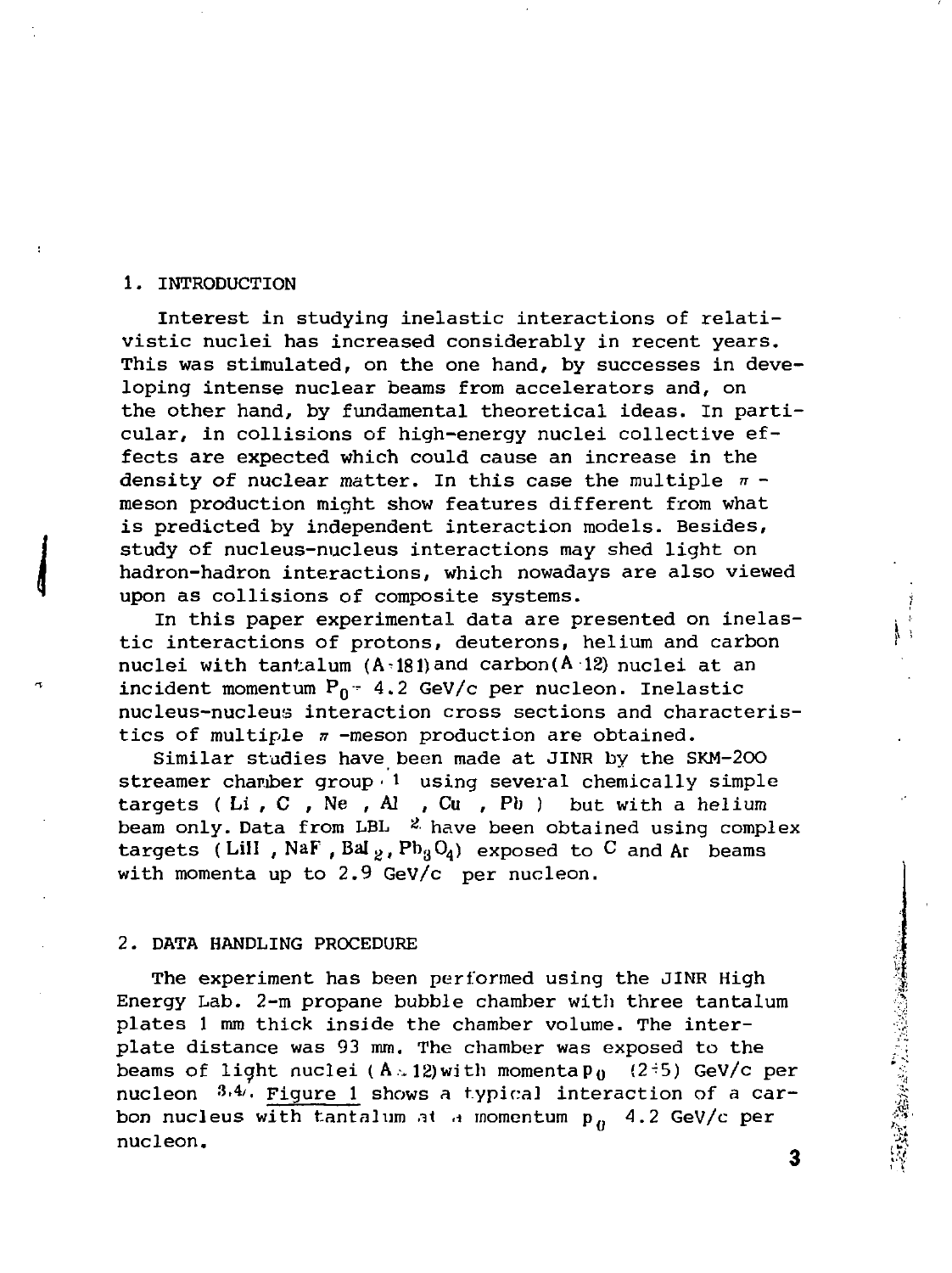## 1. INTRODUCTION

Interest in studying inelastic interactions of relativistic nuclei has increased considerably in recent years. This was stimulated, on the one hand, by successes in developing intense nuclear beams from accelerators and, on the other hand, by fundamental theoretical ideas. In particular, in collisions of high-energy nuclei collective effects are expected which could cause an increase in the density of nuclear matter. In this case the multiple $\pi$-meson production might show features different from what is predicted by independent interaction models. Besides, study of nucleus-nucleus interactions may shed light on hadron-hadron interactions, which nowadays are also viewed upon as collisions of composite systems.

In this paper experimental data are presented on inelastic interactions of protons, deuterons, helium and carbon nuclei with tantalum ($A=181$) and carbon ($A=12$) nuclei at an incident momentum $P_0 = 4.2$ GeV/c per nucleon. Inelastic nucleus-nucleus interaction cross sections and characteristics of multiple $\pi$-meson production are obtained.

Similar studies have been made at JINR by the SKM-200 streamer chamber group [1] using several chemically simple targets ( Li , C , Ne , Al , Cu , Pb ) but with a helium beam only. Data from LBL [2] have been obtained using complex targets ( LiH , NaF , $BaI_2$ , $Pb_3O_4$ ) exposed to C and Ar beams with momenta up to 2.9 GeV/c per nucleon.

## 2. DATA HANDLING PROCEDURE

The experiment has been performed using the JINR High Energy Lab. 2-m propane bubble chamber with three tantalum plates 1 mm thick inside the chamber volume. The interplate distance was 93 mm. The chamber was exposed to the beams of light nuclei ( $A \leq 12$) with momenta $p_0$ (2÷5) GeV/c per nucleon [3,4]. Figure 1 shows a typical interaction of a carbon nucleus with tantalum at a momentum $p_0$ 4.2 GeV/c per nucleon.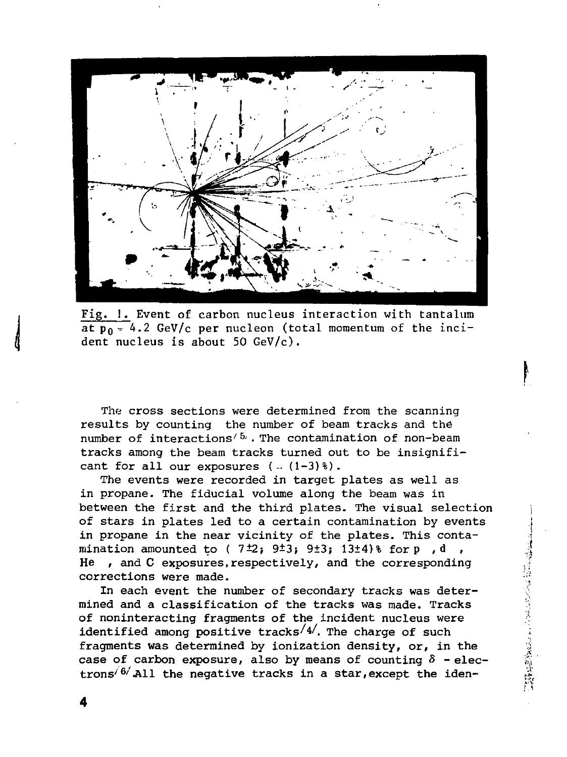Fig. 1. Event of carbon nucleus interaction with tantalum at $p_0 = 4.2$ GeV/c per nucleon (total momentum of the incident nucleus is about 50 GeV/c).

The cross sections were determined from the scanning results by counting the number of beam tracks and the number of interactions[5]. The contamination of non-beam tracks among the beam tracks turned out to be insignificant for all our exposures ($\sim (1-3)\%$).

The events were recorded in target plates as well as in propane. The fiducial volume along the beam was in between the first and the third plates. The visual selection of stars in plates led to a certain contamination by events in propane in the near vicinity of the plates. This contamination amounted to ( $7\pm2$; $9\pm3$; $9\pm3$; $13\pm4$)% for p , d , He , and C exposures, respectively, and the corresponding corrections were made.

In each event the number of secondary tracks was determined and a classification of the tracks was made. Tracks of noninteracting fragments of the incident nucleus were identified among positive tracks[4]. The charge of such fragments was determined by ionization density, or, in the case of carbon exposure, also by means of counting $\delta$ - electrons[6]. All the negative tracks in a star, except the iden-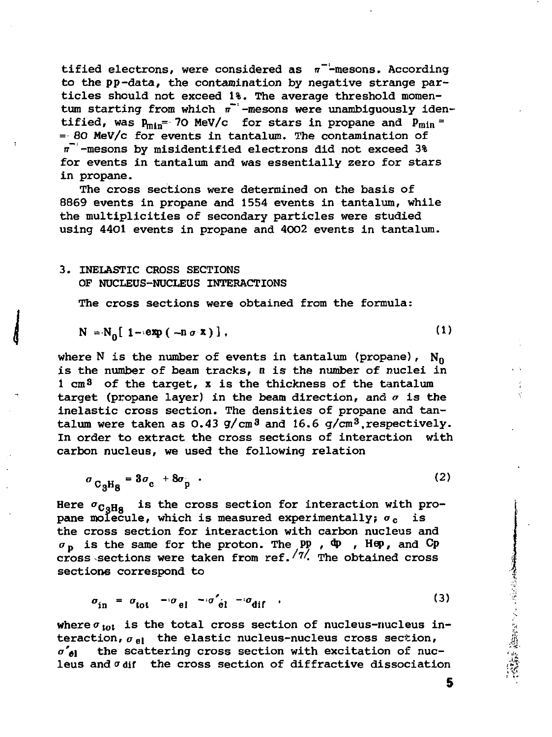tified electrons, were considered as $\pi^-$-mesons. According to the pp-data, the contamination by negative strange particles should not exceed 1%. The average threshold momentum starting from which $\pi^-$-mesons were unambiguously identified, was $p_{min}$= 70 MeV/c for stars in propane and $p_{min}$ = = 80 MeV/c for events in tantalum. The contamination of $\pi^-$-mesons by misidentified electrons did not exceed 3% for events in tantalum and was essentially zero for stars in propane.

The cross sections were determined on the basis of 8869 events in propane and 1554 events in tantalum, while the multiplicities of secondary particles were studied using 4401 events in propane and 4002 events in tantalum.

## 3. INELASTIC CROSS SECTIONS OF NUCLEUS-NUCLEUS INTERACTIONS

The cross sections were obtained from the formula:

$$N = N_0[\,1 - \exp(-n\,\sigma\,x)\,], \tag{1}$$

where N is the number of events in tantalum (propane), $N_0$ is the number of beam tracks, n is the number of nuclei in 1 cm$^3$ of the target, x is the thickness of the tantalum target (propane layer) in the beam direction, and $\sigma$ is the inelastic cross section. The densities of propane and tantalum were taken as 0.43 g/cm$^3$ and 16.6 g/cm$^3$, respectively. In order to extract the cross sections of interaction with carbon nucleus, we used the following relation

$$\sigma_{C_3H_8} = 3\sigma_c + 8\sigma_p \;. \tag{2}$$

Here $\sigma_{C_3H_8}$ is the cross section for interaction with propane molecule, which is measured experimentally; $\sigma_c$ is the cross section for interaction with carbon nucleus and $\sigma_p$ is the same for the proton. The pp , dp , Hep, and Cp cross sections were taken from ref. /7/. The obtained cross sections correspond to

$$\sigma_{in} = \sigma_{tot} - \sigma_{el} - \sigma'_{el} - \sigma_{dif} \;, \tag{3}$$

where $\sigma_{tot}$ is the total cross section of nucleus-nucleus interaction, $\sigma_{el}$ the elastic nucleus-nucleus cross section, $\sigma'_{el}$ the scattering cross section with excitation of nucleus and $\sigma_{dif}$ the cross section of diffractive dissociation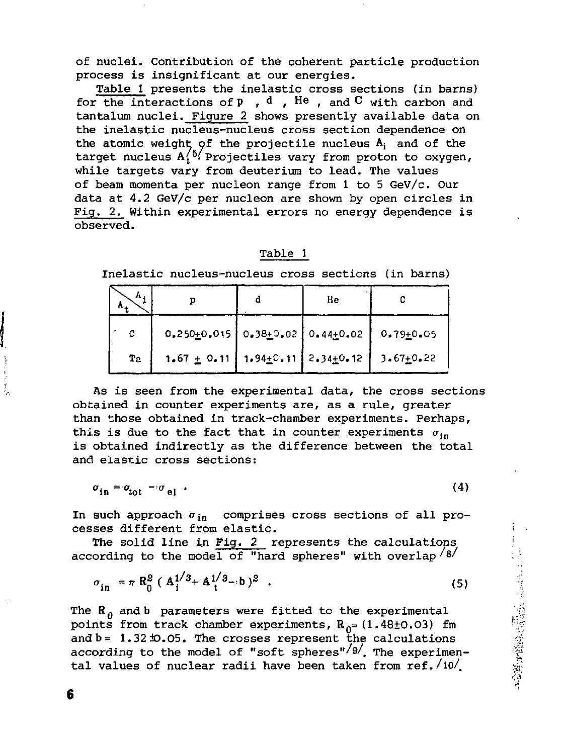of nuclei. Contribution of the coherent particle production process is insignificant at our energies.

Table 1 presents the inelastic cross sections (in barns) for the interactions of p, d, He, and C with carbon and tantalum nuclei. Figure 2 shows presently available data on the inelastic nucleus-nucleus cross section dependence on the atomic weight of the projectile nucleus $A_i$ and of the target nucleus $A_t$/5/. Projectiles vary from proton to oxygen, while targets vary from deuterium to lead. The values of beam momenta per nucleon range from 1 to 5 GeV/c. Our data at 4.2 GeV/c per nucleon are shown by open circles in Fig. 2. Within experimental errors no energy dependence is observed.

Table 1

Inelastic nucleus-nucleus cross sections (in barns)

| $A_t$ \ $A_i$ | p | d | He | C |
|---|---|---|---|---|
| C | 0.250±0.015 | 0.38±0.02 | 0.44±0.02 | 0.79±0.05 |
| Ta | 1.67 ± 0.11 | 1.94±0.11 | 2.34±0.12 | 3.67±0.22 |

As is seen from the experimental data, the cross sections obtained in counter experiments are, as a rule, greater than those obtained in track-chamber experiments. Perhaps, this is due to the fact that in counter experiments $\sigma_{in}$ is obtained indirectly as the difference between the total and elastic cross sections:

$$\sigma_{in} = \sigma_{tot} - \sigma_{el} \; . \tag{4}$$

In such approach $\sigma_{in}$ comprises cross sections of all processes different from elastic.

The solid line in Fig. 2 represents the calculations according to the model of "hard spheres" with overlap /8/

$$\sigma_{in} = \pi R_0^2 \, ( A_i^{1/3} + A_t^{1/3} - b )^2 \; . \tag{5}$$

The $R_0$ and b parameters were fitted to the experimental points from track chamber experiments, $R_0$= (1.48±0.03) fm and b = 1.32±0.05. The crosses represent the calculations according to the model of "soft spheres"/9/. The experimental values of nuclear radii have been taken from ref./10/.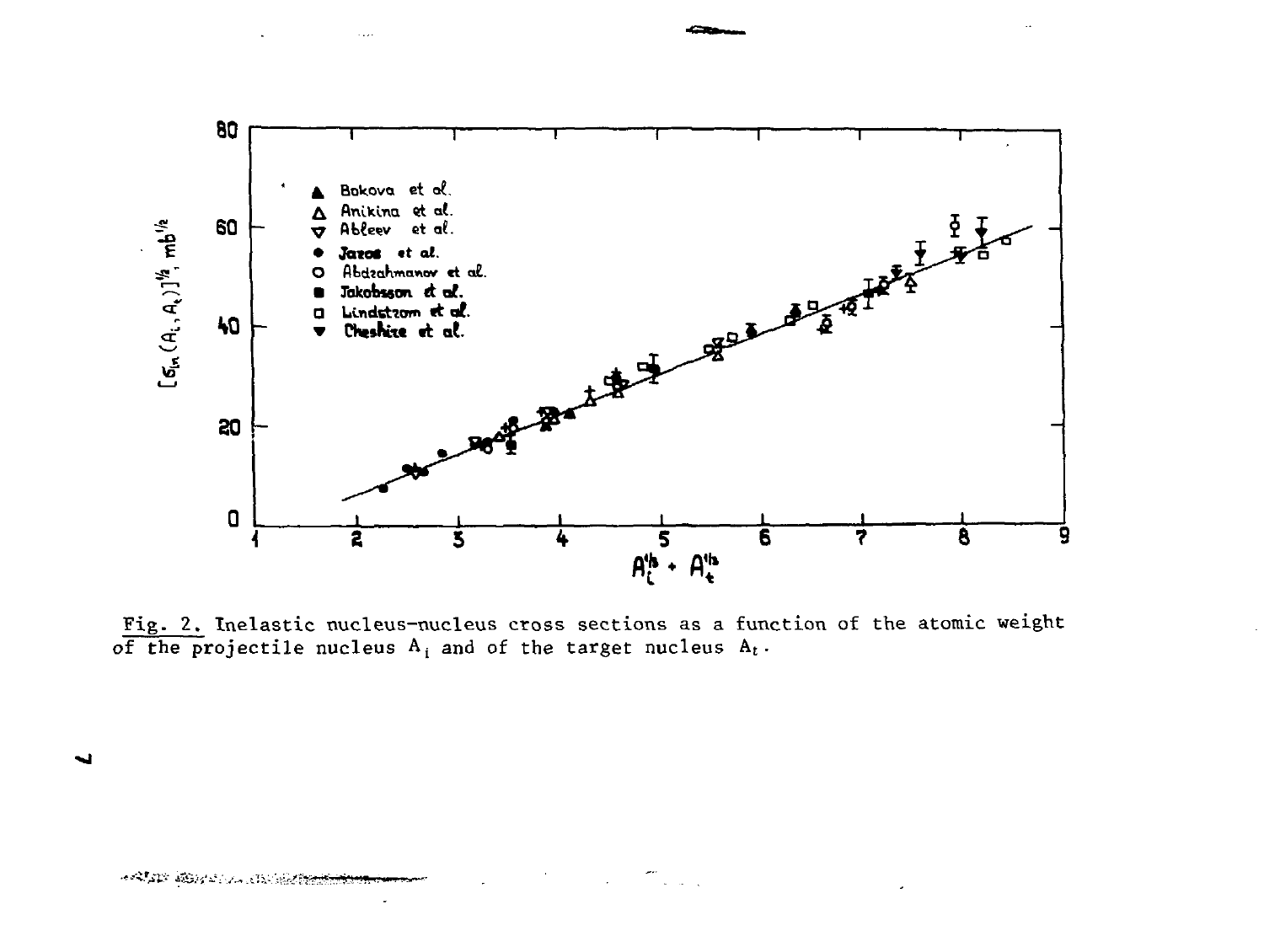Fig. 2. Inelastic nucleus-nucleus cross sections as a function of the atomic weight of the projectile nucleus $A_i$ and of the target nucleus $A_t$.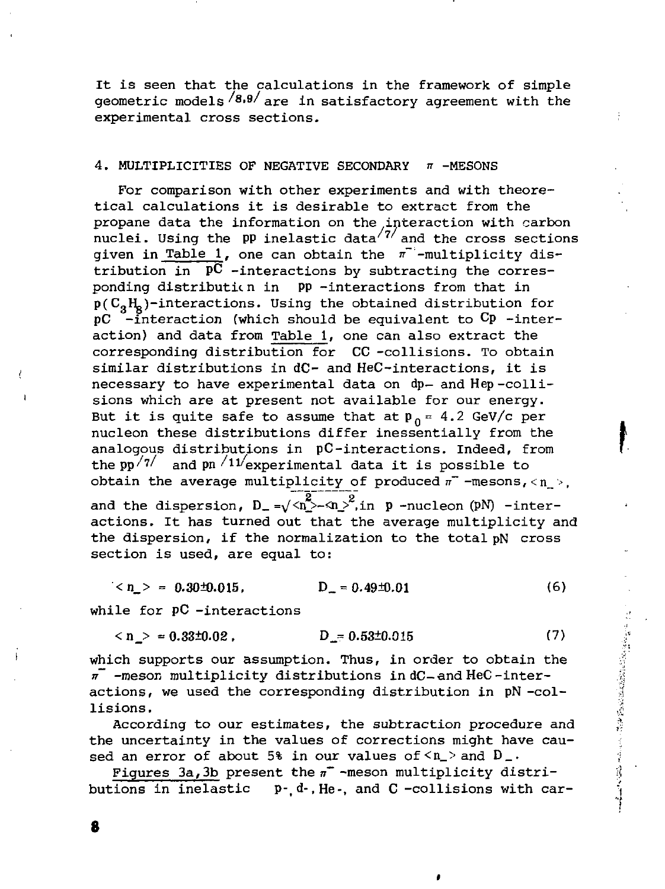It is seen that the calculations in the framework of simple geometric models [8,9] are in satisfactory agreement with the experimental cross sections.

## 4. MULTIPLICITIES OF NEGATIVE SECONDARY $\pi$ -MESONS

For comparison with other experiments and with theoretical calculations it is desirable to extract from the propane data the information on the interaction with carbon nuclei. Using the pp inelastic data [7] and the cross sections given in Table 1, one can obtain the $\pi^-$-multiplicity distribution in pC -interactions by subtracting the corresponding distribution in pp -interactions from that in $p(C_3H_8)$-interactions. Using the obtained distribution for pC -interaction (which should be equivalent to Cp -interaction) and data from Table 1, one can also extract the corresponding distribution for CC -collisions. To obtain similar distributions in dC- and HeC-interactions, it is necessary to have experimental data on dp- and Hep -collisions which are at present not available for our energy. But it is quite safe to assume that at $p_0 = 4.2$ GeV/c per nucleon these distributions differ inessentially from the analogous distributions in pC-interactions. Indeed, from the pp [7] and pn [11] experimental data it is possible to obtain the average multiplicity of produced $\pi^-$-mesons, $\langle n_- \rangle$, and the dispersion, $D_- = \sqrt{\langle n_-^2 \rangle - \langle n_- \rangle^2}$, in p -nucleon (pN) -interactions. It has turned out that the average multiplicity and the dispersion, if the normalization to the total pN cross section is used, are equal to:

$$\langle n_- \rangle = 0.30 \pm 0.015, \qquad D_- = 0.49 \pm 0.01 \tag{6}$$

while for pC -interactions

$$\langle n_- \rangle = 0.33 \pm 0.02, \qquad D_- = 0.53 \pm 0.015 \tag{7}$$

which supports our assumption. Thus, in order to obtain the $\pi^-$-meson multiplicity distributions in dC- and HeC -interactions, we used the corresponding distribution in pN -collisions.

According to our estimates, the subtraction procedure and the uncertainty in the values of corrections might have caused an error of about 5% in our values of $\langle n_- \rangle$ and $D_-$.

Figures 3a, 3b present the $\pi^-$-meson multiplicity distributions in inelastic p-, d-, He-, and C -collisions with car-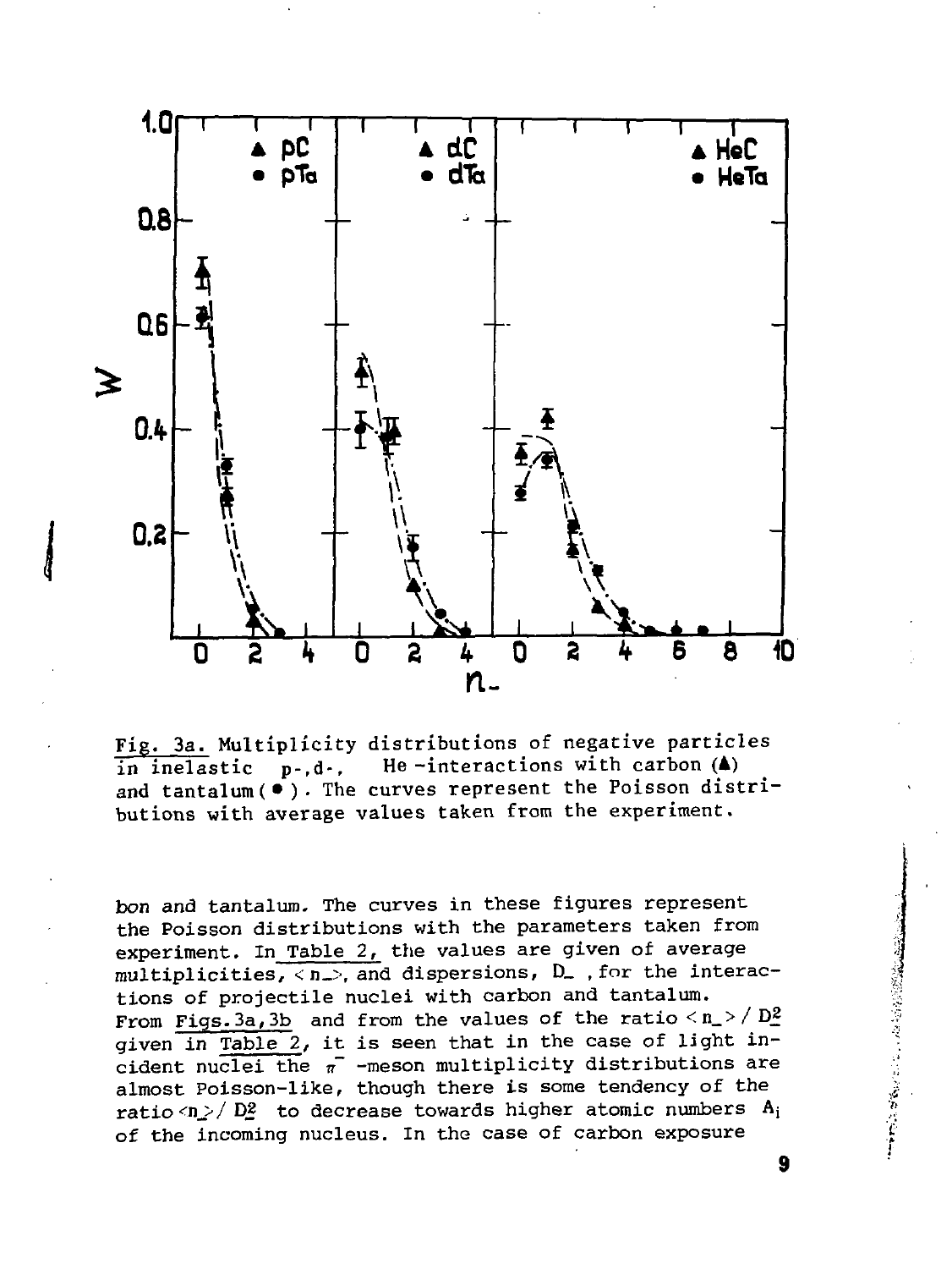Fig. 3a. Multiplicity distributions of negative particles in inelastic p-, d-, He -interactions with carbon (▲) and tantalum (●). The curves represent the Poisson distributions with average values taken from the experiment.

bon and tantalum. The curves in these figures represent the Poisson distributions with the parameters taken from experiment. In Table 2, the values are given of average multiplicities, $\langle n_- \rangle$, and dispersions, $D_-$, for the interactions of projectile nuclei with carbon and tantalum. From Figs. 3a, 3b and from the values of the ratio $\langle n_- \rangle / D_-^2$ given in Table 2, it is seen that in the case of light incident nuclei the $\pi^-$ -meson multiplicity distributions are almost Poisson-like, though there is some tendency of the ratio $\langle n_- \rangle / D_-^2$ to decrease towards higher atomic numbers $A_i$ of the incoming nucleus. In the case of carbon exposure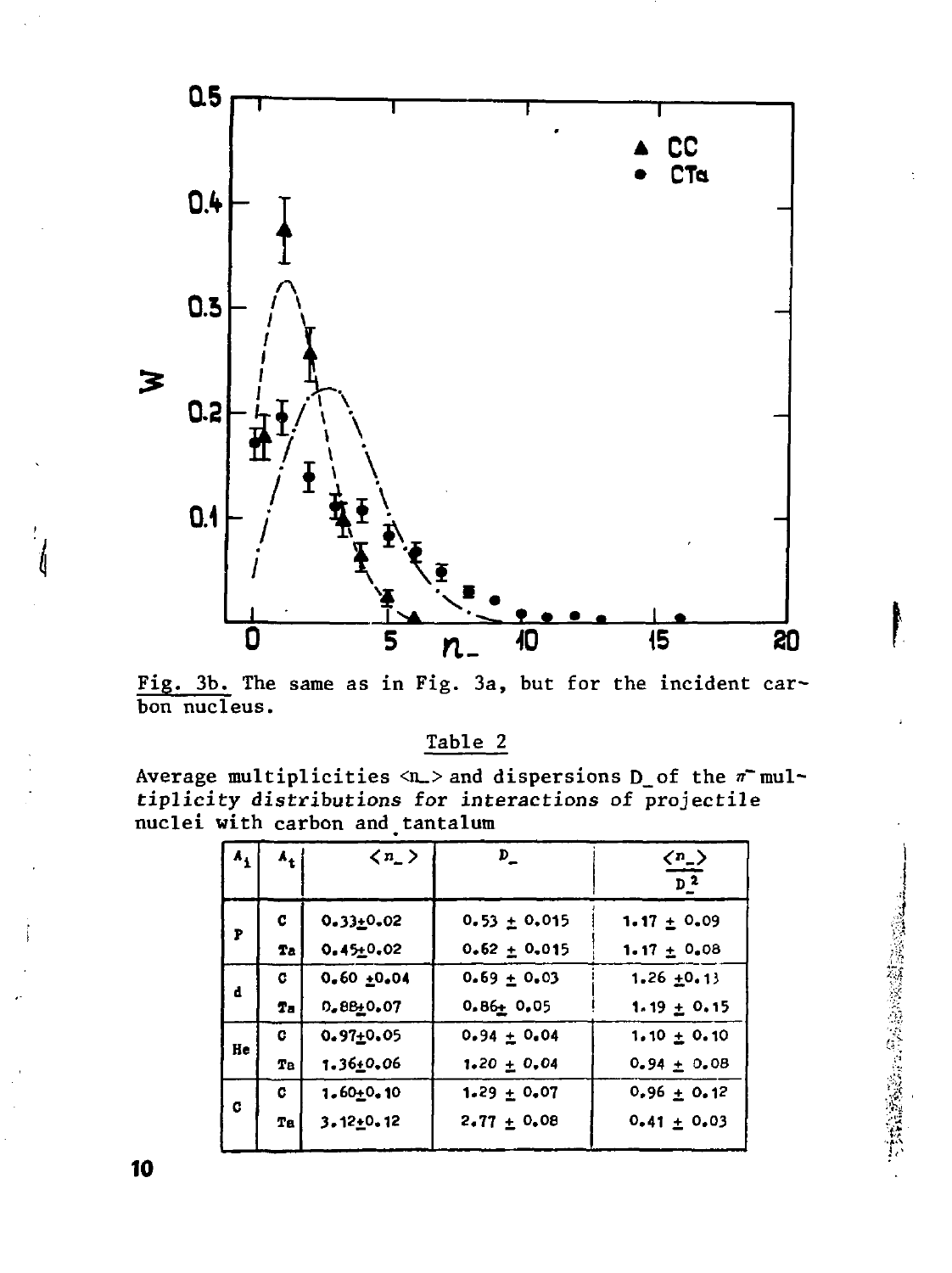Fig. 3b. The same as in Fig. 3a, but for the incident carbon nucleus.

Table 2

Average multiplicities $\langle n_- \rangle$ and dispersions $D_-$ of the $\pi^-$ multiplicity distributions for interactions of projectile nuclei with carbon and tantalum

| $A_i$ | $A_t$ | $\langle n_- \rangle$ | $D_-$ | $\frac{\langle n_- \rangle}{D_-^2}$ |
|---|---|---|---|---|
| P | C | 0.33±0.02 | 0.53 ± 0.015 | 1.17 ± 0.09 |
| | Ta | 0.45±0.02 | 0.62 ± 0.015 | 1.17 ± 0.08 |
| d | C | 0.60 ±0.04 | 0.69 ± 0.03 | 1.26 ±0.13 |
| | Ta | 0.88±0.07 | 0.86± 0.05 | 1.19 ± 0.15 |
| He | C | 0.97±0.05 | 0.94 ± 0.04 | 1.10 ± 0.10 |
| | Ta | 1.36±0.06 | 1.20 ± 0.04 | 0.94 ± 0.08 |
| C | C | 1.60±0.10 | 1.29 ± 0.07 | 0.96 ± 0.12 |
| | Ta | 3.12±0.12 | 2.77 ± 0.08 | 0.41 ± 0.03 |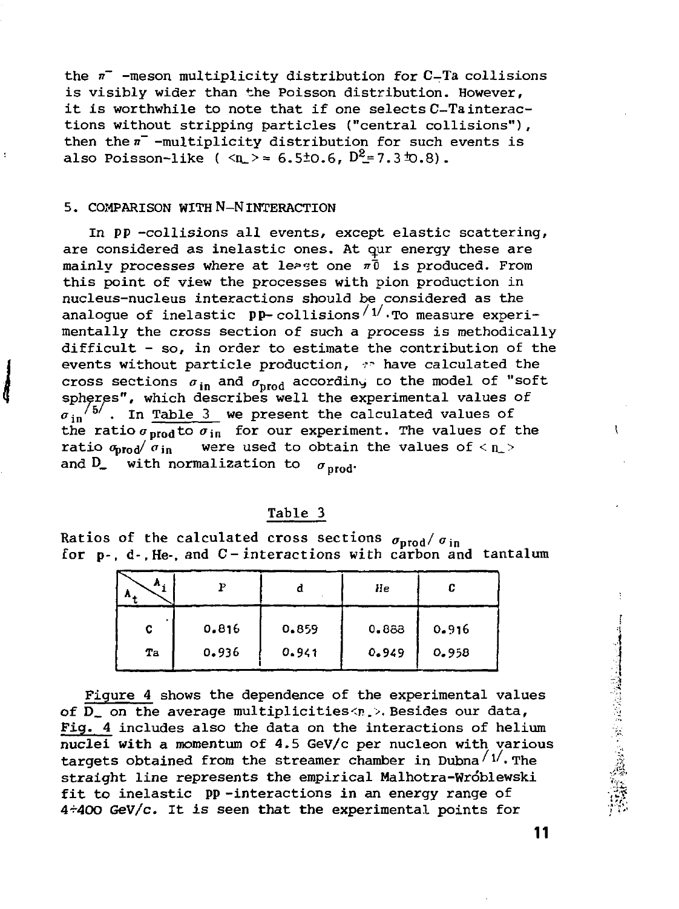the $\pi^-$-meson multiplicity distribution for C–Ta collisions is visibly wider than the Poisson distribution. However, it is worthwhile to note that if one selects C–Ta interactions without stripping particles ("central collisions"), then the $\pi^-$-multiplicity distribution for such events is also Poisson-like ( $\langle n_- \rangle = 6.5 \pm 0.6$, $D_-^2 = 7.3 \pm 0.8$).

## 5. COMPARISON WITH N-N INTERACTION

In pp-collisions all events, except elastic scattering, are considered as inelastic ones. At our energy these are mainly processes where at least one $\pi^{\pm 0}$ is produced. From this point of view the processes with pion production in nucleus-nucleus interactions should be considered as the analogue of inelastic pp-collisions [1]. To measure experimentally the cross section of such a process is methodically difficult - so, in order to estimate the contribution of the events without particle production, we have calculated the cross sections $\sigma_{in}$ and $\sigma_{prod}$ according to the model of "soft spheres", which describes well the experimental values of $\sigma_{in}$ [5]. In Table 3 we present the calculated values of the ratio $\sigma_{prod}$ to $\sigma_{in}$ for our experiment. The values of the ratio $\sigma_{prod}/\sigma_{in}$ were used to obtain the values of $\langle n_- \rangle$ and $D_-$ with normalization to $\sigma_{prod}$.

Table 3

Ratios of the calculated cross sections $\sigma_{prod}/\sigma_{in}$ for p-, d-, He-, and C-interactions with carbon and tantalum

| $A_t$ \ $A_i$ | P | d | He | C |
|---|---|---|---|---|
| C | 0.816 | 0.859 | 0.888 | 0.916 |
| Ta | 0.936 | 0.941 | 0.949 | 0.958 |

Figure 4 shows the dependence of the experimental values of $D_-$ on the average multiplicities $\langle n_- \rangle$. Besides our data, Fig. 4 includes also the data on the interactions of helium nuclei with a momentum of 4.5 GeV/c per nucleon with various targets obtained from the streamer chamber in Dubna [1]. The straight line represents the empirical Malhotra-Wróblewski fit to inelastic pp-interactions in an energy range of 4÷400 GeV/c. It is seen that the experimental points for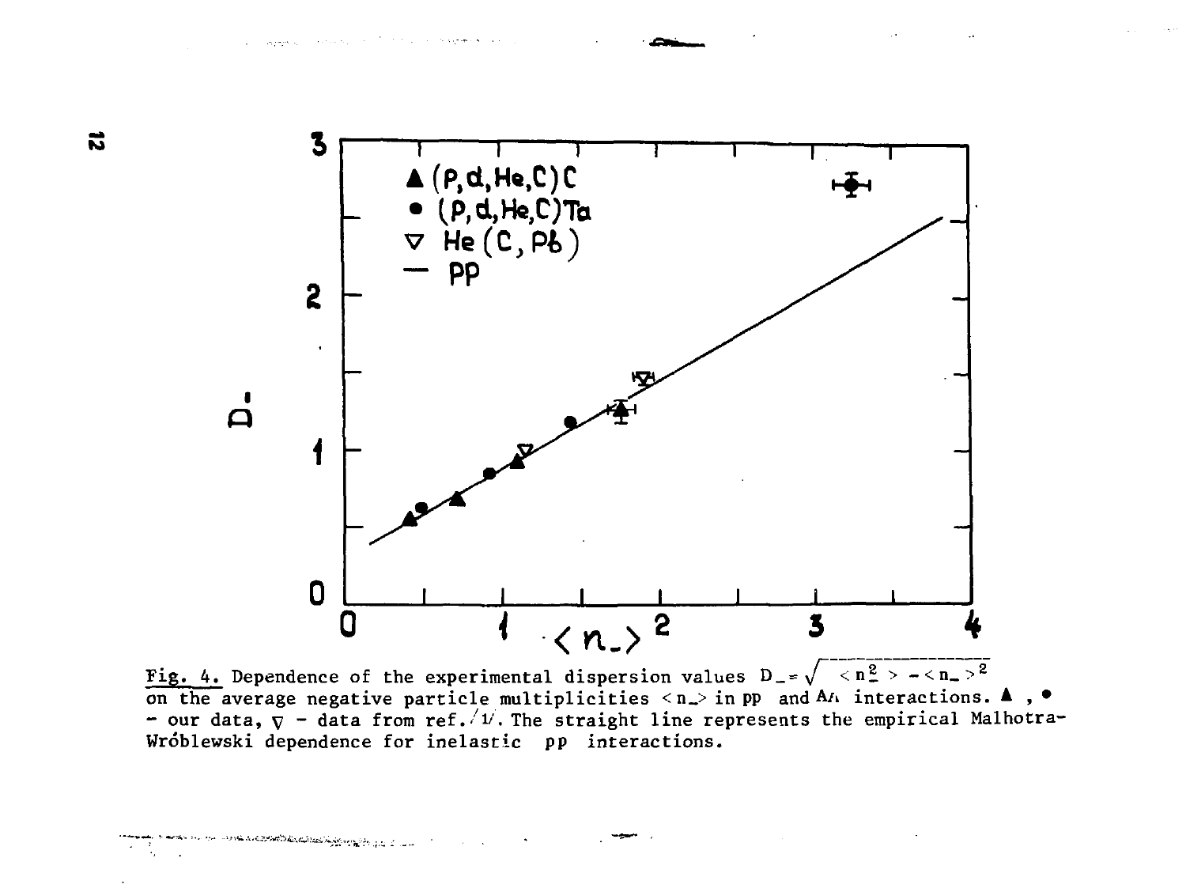Fig. 4. Dependence of the experimental dispersion values $D_- = \sqrt{\langle n_-^2 \rangle - \langle n_- \rangle^2}$ on the average negative particle multiplicities $\langle n_- \rangle$ in pp and AA interactions. ▲ , ● - our data, ▽ - data from ref. /1/. The straight line represents the empirical Malhotra-Wróblewski dependence for inelastic pp interactions.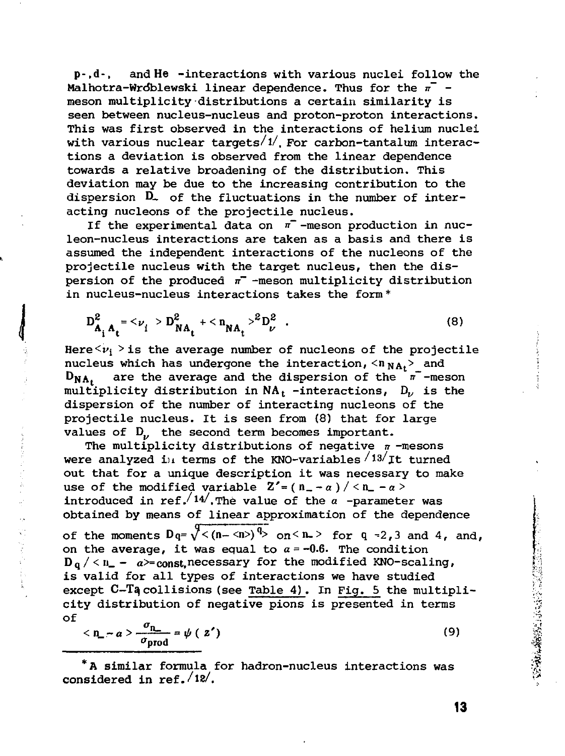p-, d-, and He -interactions with various nuclei follow the Malhotra-Wróblewski linear dependence. Thus for the $\pi^-$-meson multiplicity distributions a certain similarity is seen between nucleus-nucleus and proton-proton interactions. This was first observed in the interactions of helium nuclei with various nuclear targets/1/. For carbon-tantalum interactions a deviation is observed from the linear dependence towards a relative broadening of the distribution. This deviation may be due to the increasing contribution to the dispersion $D_-$ of the fluctuations in the number of interacting nucleons of the projectile nucleus.

If the experimental data on $\pi^-$-meson production in nucleon-nucleus interactions are taken as a basis and there is assumed the independent interactions of the nucleons of the projectile nucleus with the target nucleus, then the dispersion of the produced $\pi^-$-meson multiplicity distribution in nucleus-nucleus interactions takes the form*

$$D^2_{A_i A_t} = \langle \nu_i \rangle D^2_{NA_t} + \langle n_{NA_t} \rangle^2 D^2_{\nu} \ . \tag{8}$$

Here $\langle \nu_i \rangle$ is the average number of nucleons of the projectile nucleus which has undergone the interaction, $\langle n_{NA_t} \rangle$ and $D_{NA_t}$ are the average and the dispersion of the $\pi^-$-meson multiplicity distribution in $NA_t$ -interactions, $D_\nu$ is the dispersion of the number of interacting nucleons of the projectile nucleus. It is seen from (8) that for large values of $D_\nu$ the second term becomes important.

The multiplicity distributions of negative $\pi$-mesons were analyzed in terms of the KNO-variables/13/. It turned out that for a unique description it was necessary to make use of the modified variable $Z' = (n_- - a)/\langle n_- - a \rangle$ introduced in ref./14/. The value of the $a$ -parameter was obtained by means of linear approximation of the dependence of the moments $D_q = \sqrt[q]{\langle (n - \langle n \rangle)^q \rangle}$ on $\langle n_- \rangle$ for $q = 2, 3$ and 4, and, on the average, it was equal to $a = -0.6$. The condition $D_q / \langle n_- - a \rangle = \text{const}$, necessary for the modified KNO-scaling, is valid for all types of interactions we have studied except C-Ta collisions (see Table 4). In Fig. 5 the multiplicity distribution of negative pions is presented in terms of

$$\langle n_- - a \rangle \frac{\sigma_{n_-}}{\sigma_{\text{prod}}} = \psi(z') \tag{9}$$

*A similar formula for hadron-nucleus interactions was considered in ref./12/.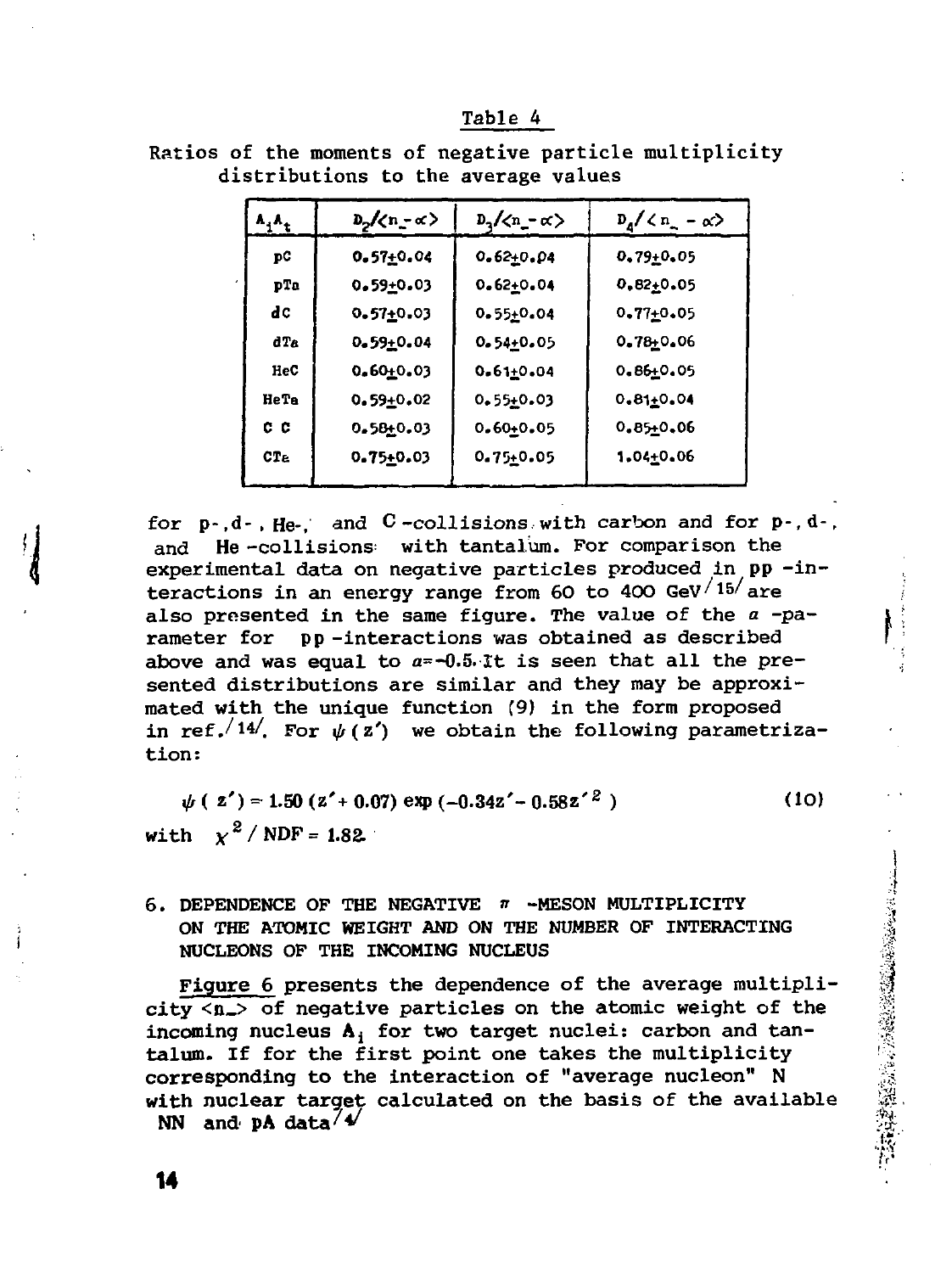Table 4

Ratios of the moments of negative particle multiplicity distributions to the average values

| $A_iA_t$ | $D_2/\langle n_- - \alpha\rangle$ | $D_3/\langle n_- - \alpha\rangle$ | $D_4/\langle n_- - \alpha\rangle$ |
|---|---|---|---|
| pC | 0.57±0.04 | 0.62±0.04 | 0.79±0.05 |
| pTa | 0.59±0.03 | 0.62±0.04 | 0.82±0.05 |
| dC | 0.57±0.03 | 0.55±0.04 | 0.77±0.05 |
| dTa | 0.59±0.04 | 0.54±0.05 | 0.78±0.06 |
| HeC | 0.60±0.03 | 0.61±0.04 | 0.86±0.05 |
| HeTa | 0.59±0.02 | 0.55±0.03 | 0.81±0.04 |
| C C | 0.58±0.03 | 0.60±0.05 | 0.85±0.06 |
| CTa | 0.75±0.03 | 0.75±0.05 | 1.04±0.06 |

for p-, d-, He-, and C-collisions with carbon and for p-, d-, and He-collisions with tantalum. For comparison the experimental data on negative particles produced in pp-interactions in an energy range from 60 to 400 GeV [15] are also presented in the same figure. The value of the $\alpha$-parameter for pp-interactions was obtained as described above and was equal to $\alpha = -0.5$. It is seen that all the presented distributions are similar and they may be approximated with the unique function (9) in the form proposed in ref. [14]. For $\psi(z')$ we obtain the following parametrization:

$$\psi(z') = 1.50\,(z' + 0.07)\exp(-0.34z' - 0.58z'^2) \qquad (10)$$

with $\chi^2/NDF = 1.82$.

## 6. DEPENDENCE OF THE NEGATIVE $\pi$-MESON MULTIPLICITY ON THE ATOMIC WEIGHT AND ON THE NUMBER OF INTERACTING NUCLEONS OF THE INCOMING NUCLEUS

Figure 6 presents the dependence of the average multiplicity $\langle n_-\rangle$ of negative particles on the atomic weight of the incoming nucleus $A_i$ for two target nuclei: carbon and tantalum. If for the first point one takes the multiplicity corresponding to the interaction of "average nucleon" N with nuclear target calculated on the basis of the available NN and pA data [4]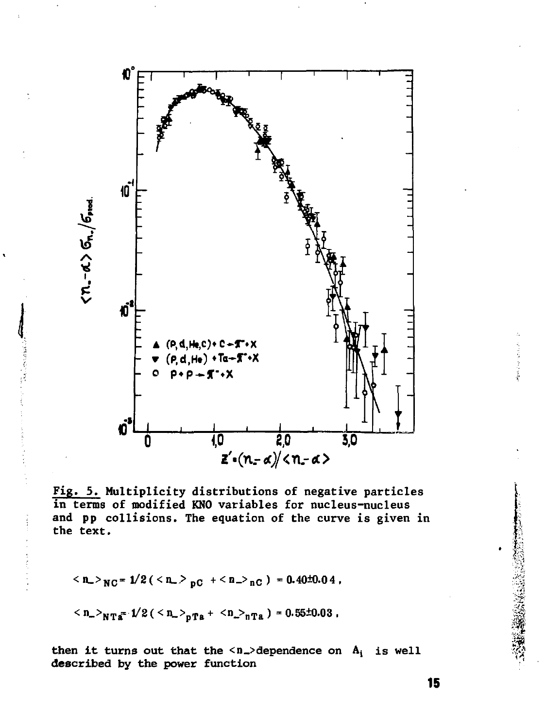Fig. 5. Multiplicity distributions of negative particles in terms of modified KNO variables for nucleus-nucleus and pp collisions. The equation of the curve is given in the text.

$$< n_- >_{NC} = 1/2 \, ( < n_- >_{pC} + < n_- >_{nC} ) = 0.40 \pm 0.04 \, ,$$

$$< n_- >_{NTa} = 1/2 \, ( < n_- >_{pTa} + < n_- >_{nTa} ) = 0.55 \pm 0.03 \, ,$$

then it turns out that the $<n_->$ dependence on $A_i$ is well described by the power function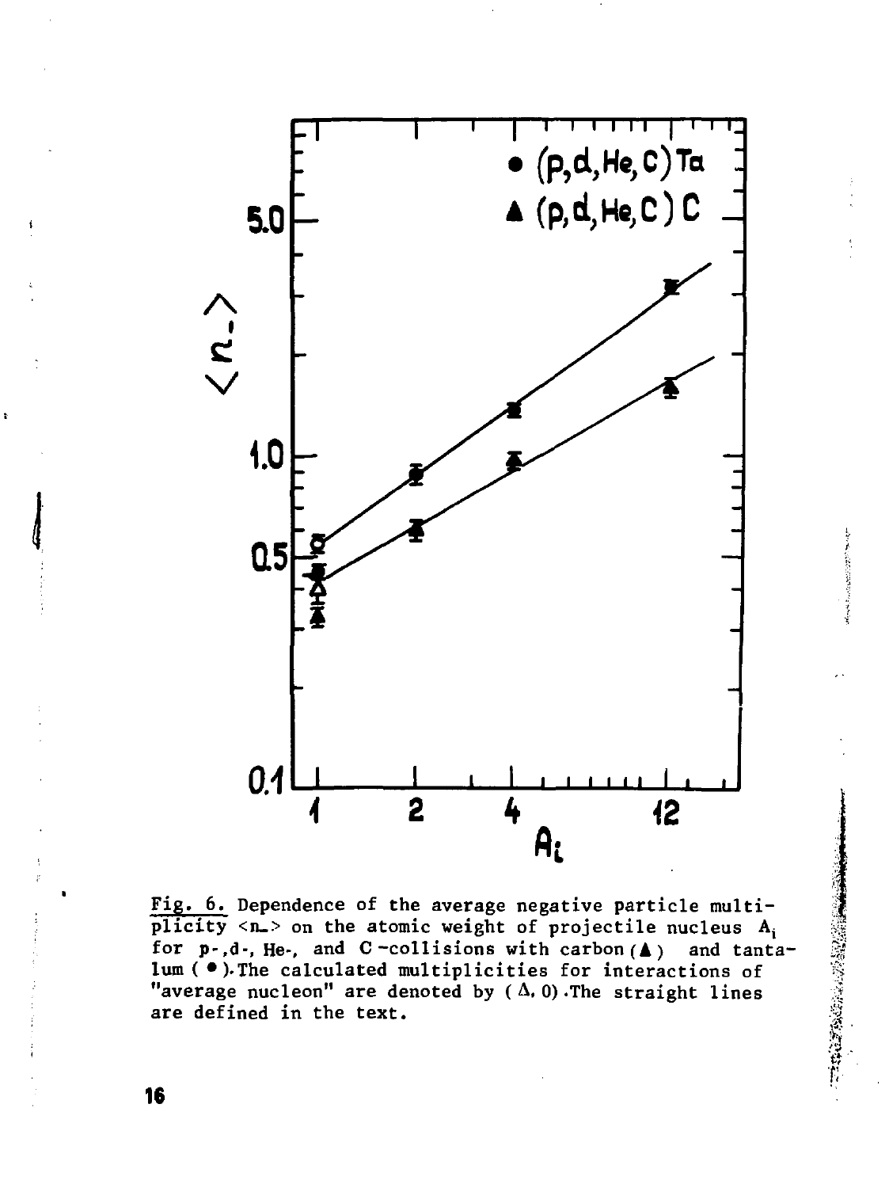Fig. 6. Dependence of the average negative particle multiplicity $<n_->$ on the atomic weight of projectile nucleus $A_i$ for p-, d-, He-, and C-collisions with carbon (▲) and tantalum (●). The calculated multiplicities for interactions of "average nucleon" are denoted by (Δ, 0). The straight lines are defined in the text.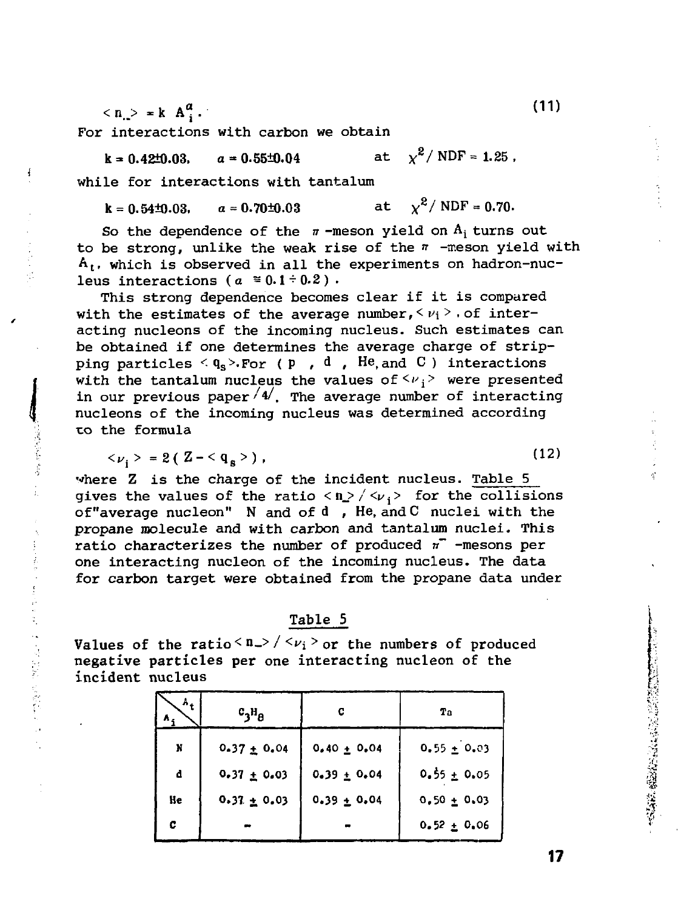$$\langle n_- \rangle = k \; A_i^{\alpha} . \tag{11}$$

For interactions with carbon we obtain

$k = 0.42 \pm 0.03$, $\alpha = 0.55 \pm 0.04$ at $\chi^2/\mathrm{NDF} = 1.25$,

while for interactions with tantalum

$k = 0.54 \pm 0.03$, $\alpha = 0.70 \pm 0.03$ at $\chi^2/\mathrm{NDF} = 0.70$.

So the dependence of the $\pi$-meson yield on $A_i$ turns out to be strong, unlike the weak rise of the $\pi$-meson yield with $A_t$, which is observed in all the experiments on hadron-nucleus interactions ($\alpha \cong 0.1 \div 0.2$).

This strong dependence becomes clear if it is compared with the estimates of the average number, $\langle \nu_i \rangle$, of interacting nucleons of the incoming nucleus. Such estimates can be obtained if one determines the average charge of stripping particles $\langle q_s \rangle$. For (p, d, He, and C) interactions with the tantalum nucleus the values of $\langle \nu_i \rangle$ were presented in our previous paper /4/. The average number of interacting nucleons of the incoming nucleus was determined according to the formula

$$\langle \nu_i \rangle = 2 ( Z - \langle q_s \rangle ) , \tag{12}$$

where Z is the charge of the incident nucleus. Table 5 gives the values of the ratio $\langle n_- \rangle / \langle \nu_i \rangle$ for the collisions of "average nucleon" N and of d, He, and C nuclei with the propane molecule and with carbon and tantalum nuclei. This ratio characterizes the number of produced $\pi^-$-mesons per one interacting nucleon of the incoming nucleus. The data for carbon target were obtained from the propane data under

Table 5

Values of the ratio $\langle n_- \rangle / \langle \nu_i \rangle$ or the numbers of produced negative particles per one interacting nucleon of the incident nucleus

| $A_i$ \ $A_t$ | $C_3H_8$ | C | Ta |
|---|---|---|---|
| N | 0.37 ± 0.04 | 0.40 ± 0.04 | 0.55 ± 0.03 |
| d | 0.37 ± 0.03 | 0.39 ± 0.04 | 0.55 ± 0.05 |
| He | 0.37 ± 0.03 | 0.39 ± 0.04 | 0.50 ± 0.03 |
| C | - | - | 0.52 ± 0.06 |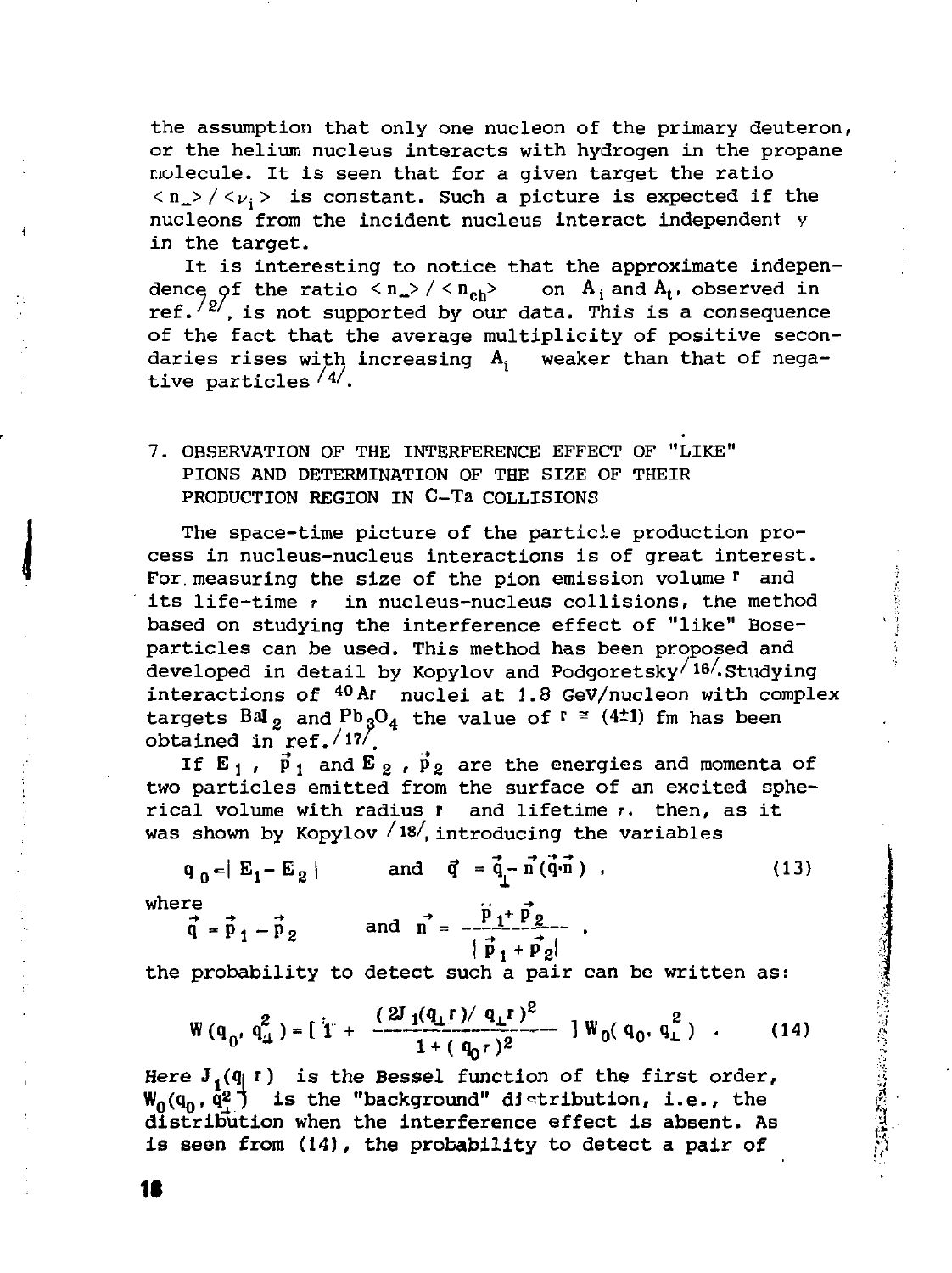the assumption that only one nucleon of the primary deuteron, or the helium nucleus interacts with hydrogen in the propane molecule. It is seen that for a given target the ratio $< n_- > / < \nu_i >$ is constant. Such a picture is expected if the nucleons from the incident nucleus interact independently in the target.

It is interesting to notice that the approximate independence of the ratio $< n_- > / < n_{ch} >$ on $A_i$ and $A_t$, observed in ref. [2], is not supported by our data. This is a consequence of the fact that the average multiplicity of positive secondaries rises with increasing $A_i$ weaker than that of negative particles [4].

## 7. OBSERVATION OF THE INTERFERENCE EFFECT OF "LIKE" PIONS AND DETERMINATION OF THE SIZE OF THEIR PRODUCTION REGION IN C–Ta COLLISIONS

The space-time picture of the particle production process in nucleus-nucleus interactions is of great interest. For measuring the size of the pion emission volume $r$ and its life-time $\tau$ in nucleus-nucleus collisions, the method based on studying the interference effect of "like" Bose-particles can be used. This method has been proposed and developed in detail by Kopylov and Podgoretsky [16]. Studying interactions of $^{40}Ar$ nuclei at 1.8 GeV/nucleon with complex targets $BaI_2$ and $Pb_3O_4$ the value of $r \cong (4 \pm 1)$ fm has been obtained in ref. [17].

If $E_1$, $\vec{p}_1$ and $E_2$, $\vec{p}_2$ are the energies and momenta of two particles emitted from the surface of an excited spherical volume with radius $r$ and lifetime $\tau$, then, as it was shown by Kopylov [18], introducing the variables

$$q_0 = | E_1 - E_2 | \qquad \text{and} \qquad \vec{q}_\perp = \vec{q} - \vec{n}(\vec{q}\cdot\vec{n}) \, , \tag{13}$$

where

$$\vec{q} = \vec{p}_1 - \vec{p}_2 \qquad \text{and} \qquad \vec{n} = \frac{\vec{p}_1 + \vec{p}_2}{|\vec{p}_1 + \vec{p}_2|} \, ,$$

the probability to detect such a pair can be written as:

$$W(q_0, q_\perp^2) = \left[ 1 + \frac{(2J_1(q_\perp r)/ q_\perp r)^2}{1 + (q_0 \tau)^2} \right] W_0(q_0, q_\perp^2) \; . \tag{14}$$

Here $J_1(q_\perp r)$ is the Bessel function of the first order, $W_0(q_0, q_\perp^2)$ is the "background" distribution, i.e., the distribution when the interference effect is absent. As is seen from (14), the probability to detect a pair of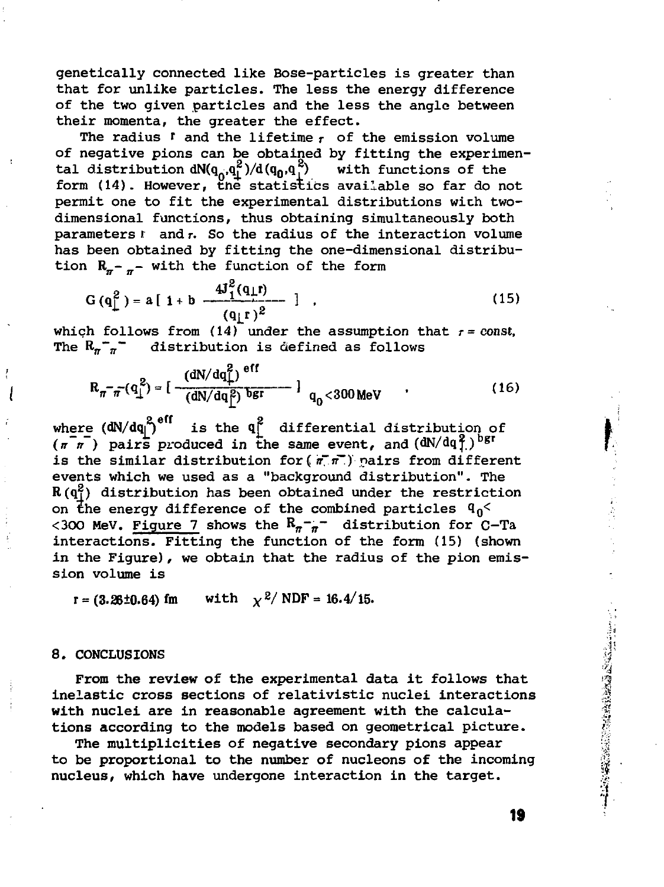genetically connected like Bose-particles is greater than that for unlike particles. The less the energy difference of the two given particles and the less the angle between their momenta, the greater the effect.

The radius $r$ and the lifetime $\tau$ of the emission volume of negative pions can be obtained by fitting the experimental distribution $dN(q_0,q_\perp^2)/d(q_0,q_\perp^2)$ with functions of the form (14). However, the statistics available so far do not permit one to fit the experimental distributions with two-dimensional functions, thus obtaining simultaneously both parameters $r$ and $\tau$. So the radius of the interaction volume has been obtained by fitting the one-dimensional distribution $R_{\pi^-\pi^-}$ with the function of the form

$$G(q_\perp^2) = a\left[\,1 + b\,\frac{4J_1^2(q_\perp r)}{(q_\perp r)^2}\,\right]\,, \tag{15}$$

which follows from (14) under the assumption that $\tau = const$. The $R_{\pi^-\pi^-}$ distribution is defined as follows

$$R_{\pi^-\pi^-}(q_\perp^2) = \left[\frac{(dN/dq_\perp^2)^{eff}}{(dN/dq_\perp^2)^{bgr}}\right]_{q_0<300\,\mathrm{MeV}} \tag{16}$$

where $(dN/dq_\perp^2)^{eff}$ is the $q_\perp^2$ differential distribution of $(\pi^-\pi^-)$ pairs produced in the same event, and $(dN/dq_\perp^2)^{bgr}$ is the similar distribution for $(\pi^-\pi^-)$ pairs from different events which we used as a "background distribution". The $R(q_\perp^2)$ distribution has been obtained under the restriction on the energy difference of the combined particles $q_0 < 300$ MeV. Figure 7 shows the $R_{\pi^-\pi^-}$ distribution for C–Ta interactions. Fitting the function of the form (15) (shown in the Figure), we obtain that the radius of the pion emission volume is

$r = (3.26 \pm 0.64)$ fm with $\chi^2/\mathrm{NDF} = 16.4/15$.

## 8. CONCLUSIONS

From the review of the experimental data it follows that inelastic cross sections of relativistic nuclei interactions with nuclei are in reasonable agreement with the calculations according to the models based on geometrical picture.

The multiplicities of negative secondary pions appear to be proportional to the number of nucleons of the incoming nucleus, which have undergone interaction in the target.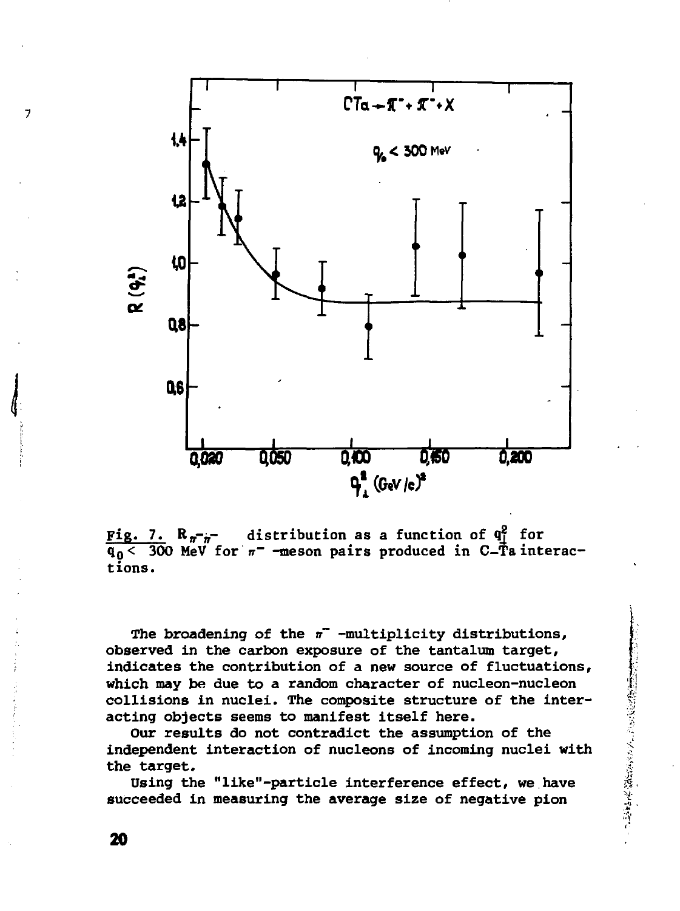Fig. 7. $R_{\pi^-\pi^-}$ distribution as a function of $q_\perp^2$ for $q_0 < 300$ MeV for $\pi^-$-meson pairs produced in C–Ta interactions.

The broadening of the $\pi^-$-multiplicity distributions, observed in the carbon exposure of the tantalum target, indicates the contribution of a new source of fluctuations, which may be due to a random character of nucleon-nucleon collisions in nuclei. The composite structure of the interacting objects seems to manifest itself here.

Our results do not contradict the assumption of the independent interaction of nucleons of incoming nuclei with the target.

Using the "like"-particle interference effect, we have succeeded in measuring the average size of negative pion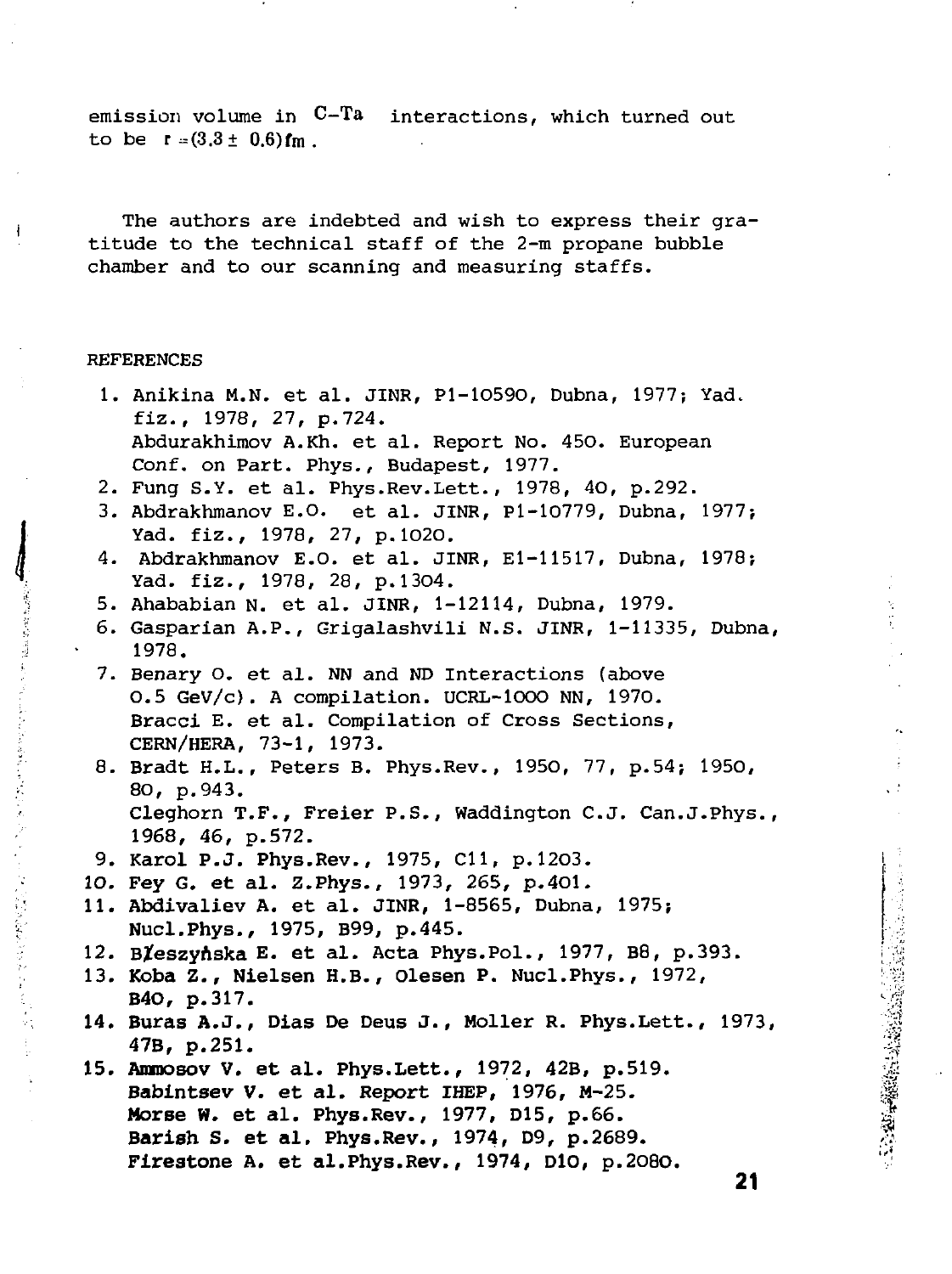emission volume in C–Ta interactions, which turned out to be $r = (3.3 \pm 0.6)$fm.

The authors are indebted and wish to express their gratitude to the technical staff of the 2-m propane bubble chamber and to our scanning and measuring staffs.

REFERENCES

1. Anikina M.N. et al. JINR, P1-10590, Dubna, 1977; Yad. fiz., 1978, 27, p.724.
   Abdurakhimov A.Kh. et al. Report No. 450. European Conf. on Part. Phys., Budapest, 1977.
2. Fung S.Y. et al. Phys.Rev.Lett., 1978, 40, p.292.
3. Abdrakhmanov E.O. et al. JINR, P1-10779, Dubna, 1977; Yad. fiz., 1978, 27, p.1020.
4. Abdrakhmanov E.O. et al. JINR, E1-11517, Dubna, 1978; Yad. fiz., 1978, 28, p.1304.
5. Ahababian N. et al. JINR, 1-12114, Dubna, 1979.
6. Gasparian A.P., Grigalashvili N.S. JINR, 1-11335, Dubna, 1978.
7. Benary O. et al. NN and ND Interactions (above 0.5 GeV/c). A compilation. UCRL-1000 NN, 1970.
   Bracci E. et al. Compilation of Cross Sections, CERN/HERA, 73-1, 1973.
8. Bradt H.L., Peters B. Phys.Rev., 1950, 77, p.54; 1950, 80, p.943.
   Cleghorn T.F., Freier P.S., Waddington C.J. Can.J.Phys., 1968, 46, p.572.
9. Karol P.J. Phys.Rev., 1975, C11, p.1203.
10. Fey G. et al. Z.Phys., 1973, 265, p.401.
11. Abdivaliev A. et al. JINR, 1-8565, Dubna, 1975; Nucl.Phys., 1975, B99, p.445.
12. Błeszyńska E. et al. Acta Phys.Pol., 1977, B8, p.393.
13. Koba Z., Nielsen H.B., Olesen P. Nucl.Phys., 1972, B40, p.317.
14. Buras A.J., Dias De Deus J., Moller R. Phys.Lett., 1973, 47B, p.251.
15. Ammosov V. et al. Phys.Lett., 1972, 42B, p.519.
    Babintsev V. et al. Report IHEP, 1976, M-25.
    Morse W. et al. Phys.Rev., 1977, D15, p.66.
    Barish S. et al. Phys.Rev., 1974, D9, p.2689.
    Firestone A. et al. Phys.Rev., 1974, D10, p.2080.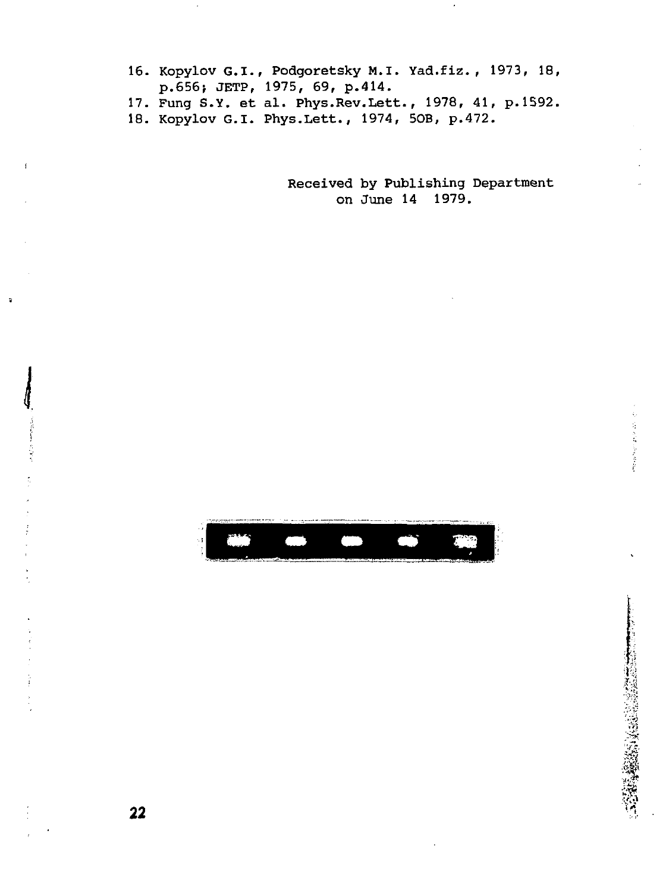16. Kopylov G.I., Podgoretsky M.I. Yad.fiz., 1973, 18, p.656; JETP, 1975, 69, p.414.
17. Fung S.Y. et al. Phys.Rev.Lett., 1978, 41, p.1592.
18. Kopylov G.I. Phys.Lett., 1974, 50B, p.472.

Received by Publishing Department on June 14 1979.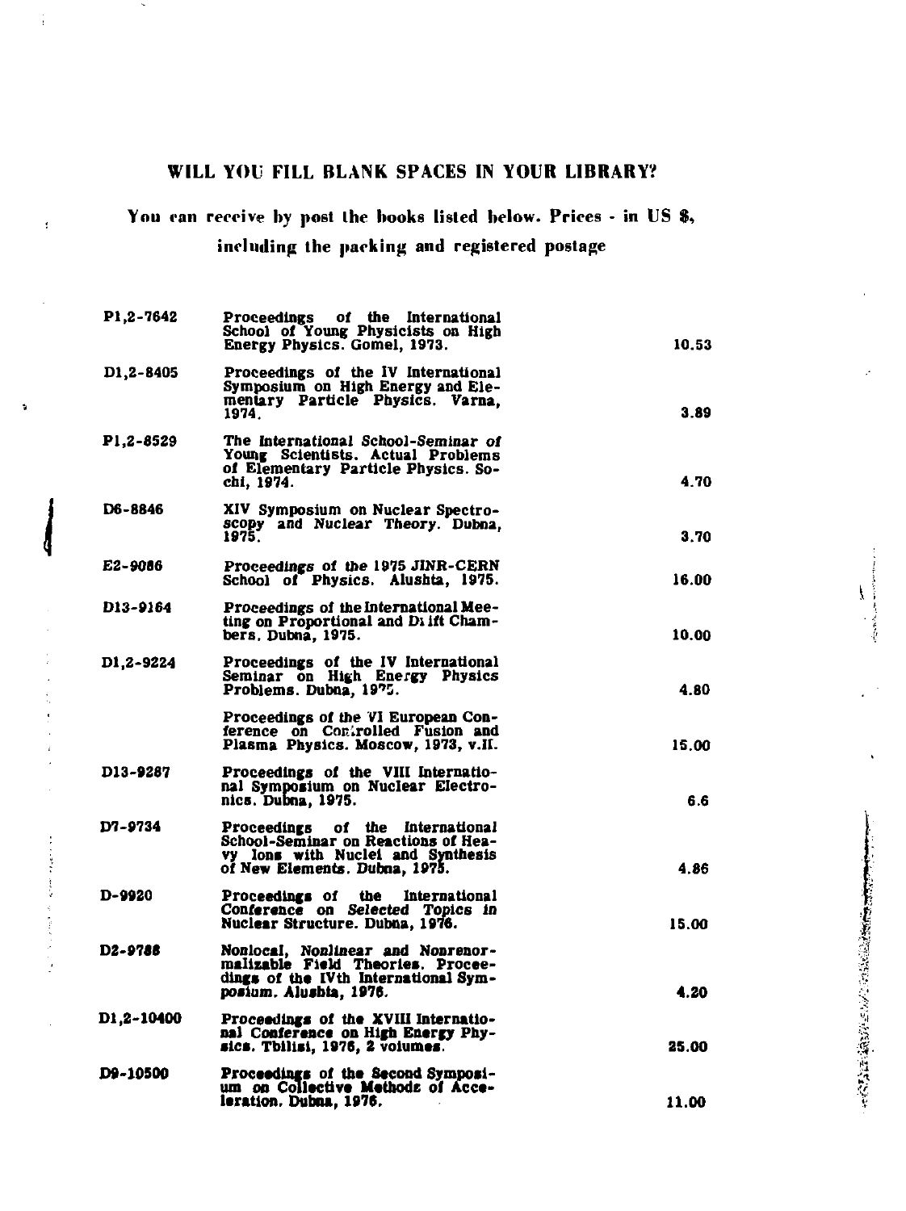## WILL YOU FILL BLANK SPACES IN YOUR LIBRARY?

### You can receive by post the books listed below. Prices - in US $, including the packing and registered postage

| | | |
|---|---|---|
| P1,2-7642 | Proceedings of the International School of Young Physicists on High Energy Physics. Gomel, 1973. | 10.53 |
| D1,2-8405 | Proceedings of the IV International Symposium on High Energy and Elementary Particle Physics. Varna, 1974. | 3.89 |
| P1,2-8529 | The International School-Seminar of Young Scientists. Actual Problems of Elementary Particle Physics. Sochi, 1974. | 4.70 |
| D6-8846 | XIV Symposium on Nuclear Spectroscopy and Nuclear Theory. Dubna, 1975. | 3.70 |
| E2-9086 | Proceedings of the 1975 JINR-CERN School of Physics. Alushta, 1975. | 16.00 |
| D13-9164 | Proceedings of the International Meeting on Proportional and Drift Chambers. Dubna, 1975. | 10.00 |
| D1,2-9224 | Proceedings of the IV International Seminar on High Energy Physics Problems. Dubna, 1975. | 4.80 |
| | Proceedings of the VI European Conference on Controlled Fusion and Plasma Physics. Moscow, 1973, v.II. | 15.00 |
| D13-9287 | Proceedings of the VIII International Symposium on Nuclear Electronics. Dubna, 1975. | 6.6 |
| D7-9734 | Proceedings of the International School-Seminar on Reactions of Heavy Ions with Nuclei and Synthesis of New Elements. Dubna, 1975. | 4.86 |
| D-9920 | Proceedings of the International Conference on Selected Topics in Nuclear Structure. Dubna, 1976. | 15.00 |
| D2-9788 | Nonlocal, Nonlinear and Nonrenormalizable Field Theories. Proceedings of the IVth International Symposium. Alushta, 1976. | 4.20 |
| D1,2-10400 | Proceedings of the XVIII International Conference on High Energy Physics. Tbilisi, 1976, 2 volumes. | 25.00 |
| D9-10500 | Proceedings of the Second Symposium on Collective Methods of Acceleration. Dubna, 1976. | 11.00 |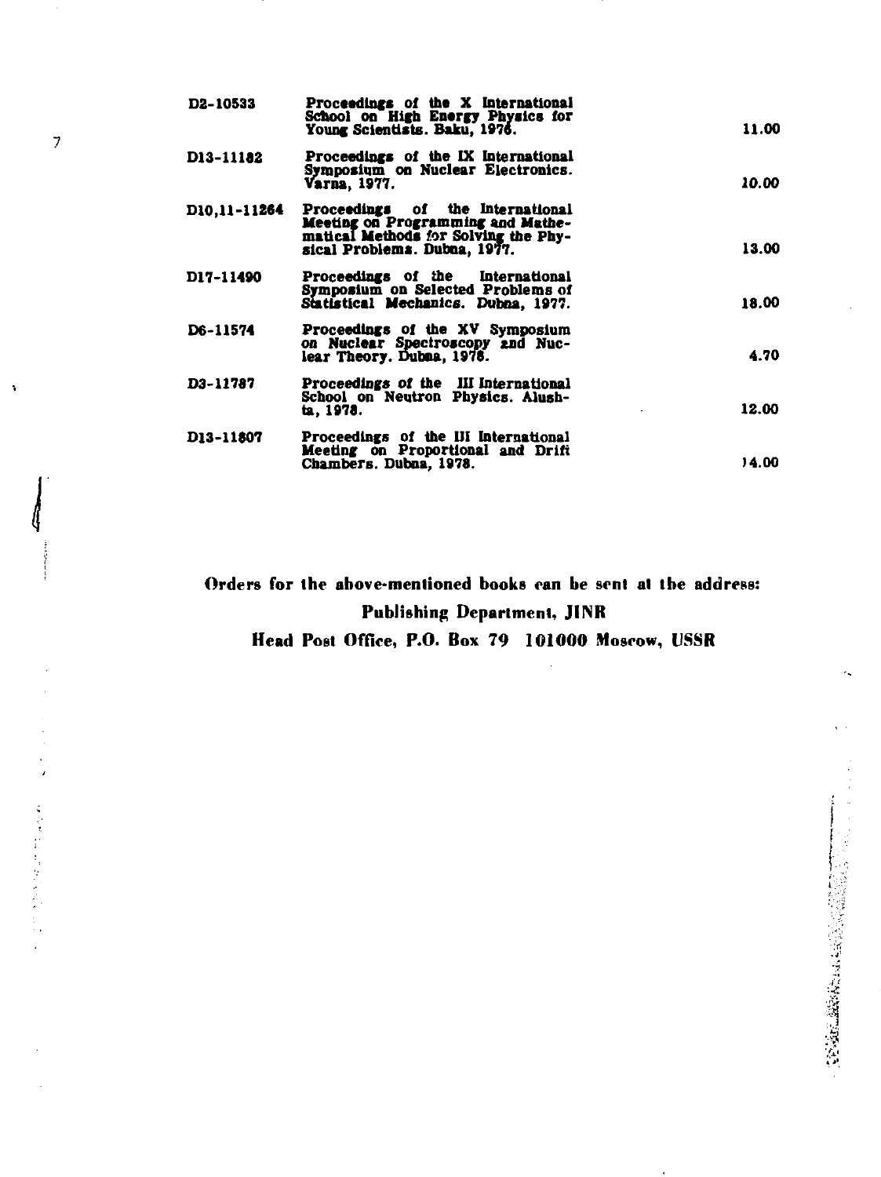| | | |
|---|---|---|
| D2-10533 | Proceedings of the X International School on High Energy Physics for Young Scientists. Baku, 1976. | 11.00 |
| D13-11182 | Proceedings of the IX International Symposium on Nuclear Electronics. Varna, 1977. | 10.00 |
| D10,11-11264 | Proceedings of the International Meeting on Programming and Mathematical Methods for Solving the Physical Problems. Dubna, 1977. | 13.00 |
| D17-11490 | Proceedings of the International Symposium on Selected Problems of Statistical Mechanics. Dubna, 1977. | 18.00 |
| D6-11574 | Proceedings of the XV Symposium on Nuclear Spectroscopy and Nuclear Theory. Dubna, 1978. | 4.70 |
| D3-11787 | Proceedings of the III International School on Neutron Physics. Alushta, 1978. | 12.00 |
| D13-11807 | Proceedings of the III International Meeting on Proportional and Drift Chambers. Dubna, 1978. | 14.00 |

**Orders for the above-mentioned books can be sent at the address:**

**Publishing Department, JINR**

**Head Post Office, P.O. Box 79 101000 Moscow, USSR**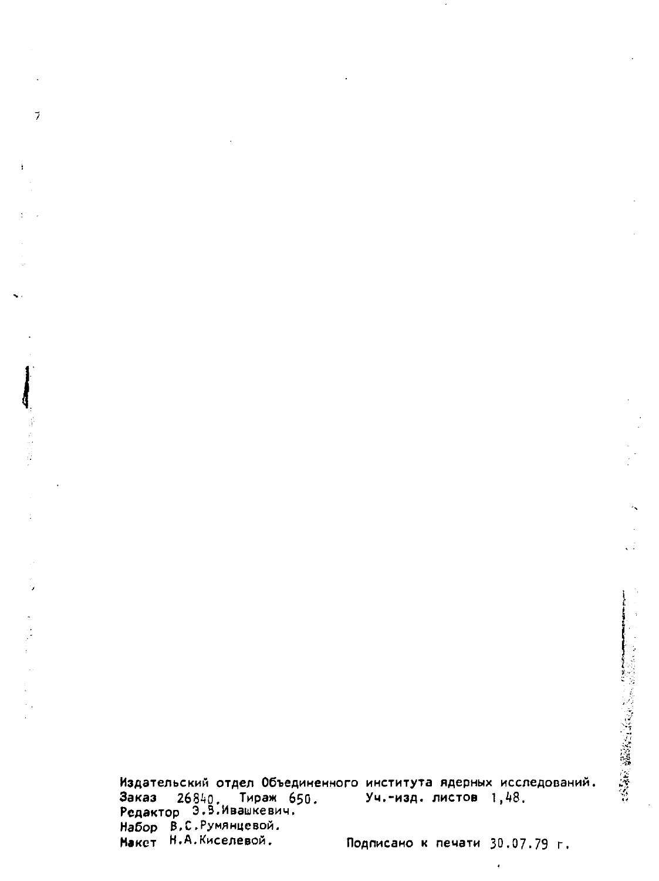Издательский отдел Объединенного института ядерных исследований.
Заказ 26840. Тираж 650. Уч.-изд. листов 1,48.
Редактор Э.В.Ивашкевич.
Набор В.С.Румянцевой.
Макет Н.А.Киселевой. Подписано к печати 30.07.79 г.